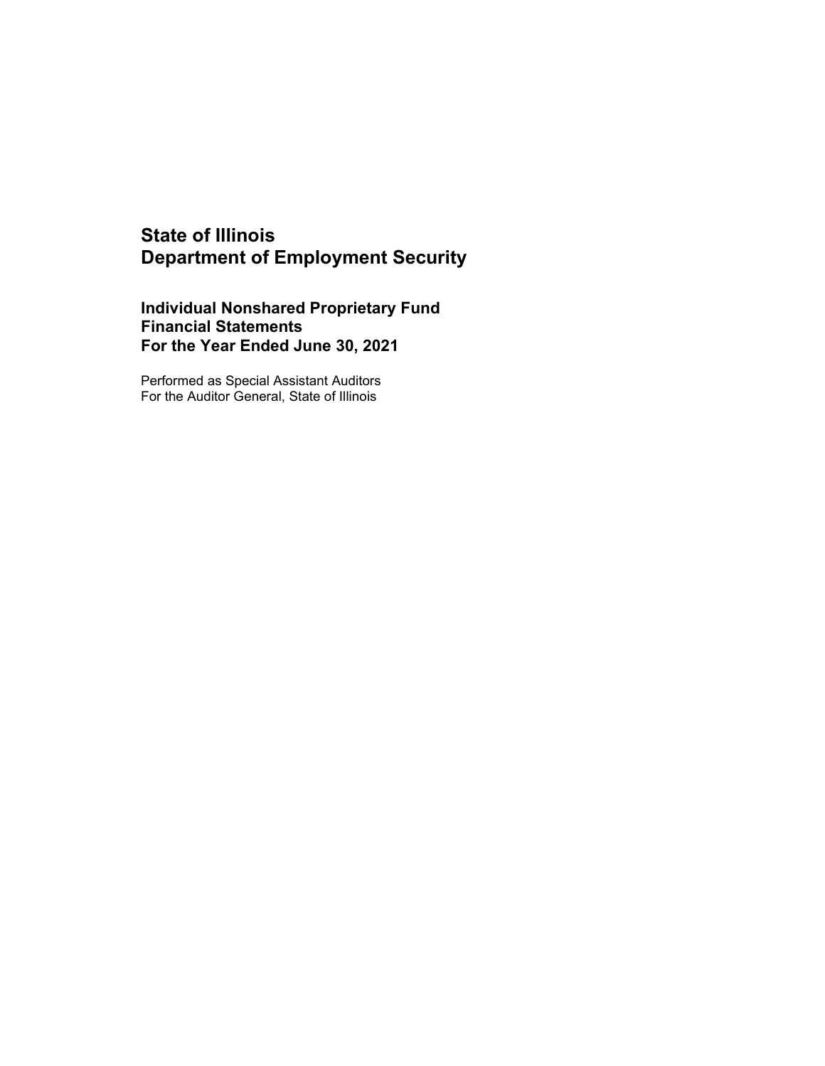# State of Illinois
# Department of Employment Security

## Individual Nonshared Proprietary Fund
## Financial Statements
## For the Year Ended June 30, 2021

Performed as Special Assistant Auditors
For the Auditor General, State of Illinois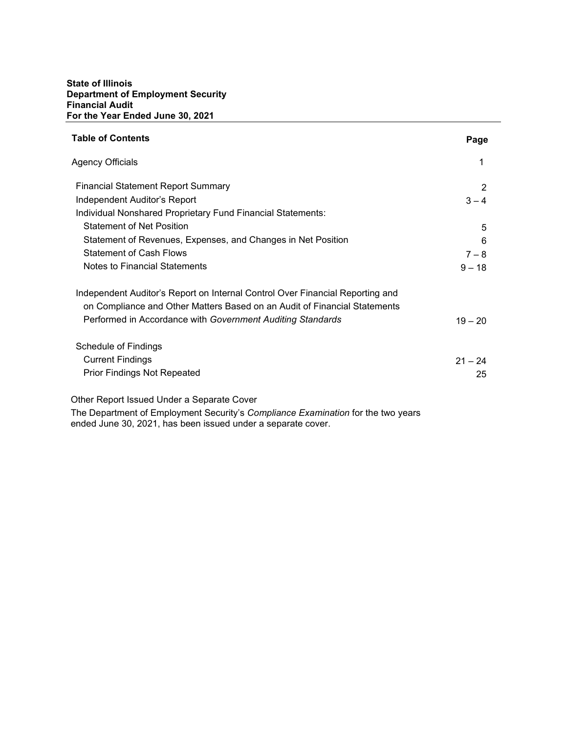**State of Illinois**
**Department of Employment Security**
**Financial Audit**
**For the Year Ended June 30, 2021**

| Table of Contents | Page |
|---|---|
| Agency Officials | 1 |
| Financial Statement Report Summary | 2 |
| Independent Auditor's Report | 3 – 4 |
| Individual Nonshared Proprietary Fund Financial Statements: | |
| Statement of Net Position | 5 |
| Statement of Revenues, Expenses, and Changes in Net Position | 6 |
| Statement of Cash Flows | 7 – 8 |
| Notes to Financial Statements | 9 – 18 |
| Independent Auditor's Report on Internal Control Over Financial Reporting and on Compliance and Other Matters Based on an Audit of Financial Statements Performed in Accordance with *Government Auditing Standards* | 19 – 20 |
| Schedule of Findings | |
| Current Findings | 21 – 24 |
| Prior Findings Not Repeated | 25 |

Other Report Issued Under a Separate Cover

The Department of Employment Security's *Compliance Examination* for the two years ended June 30, 2021, has been issued under a separate cover.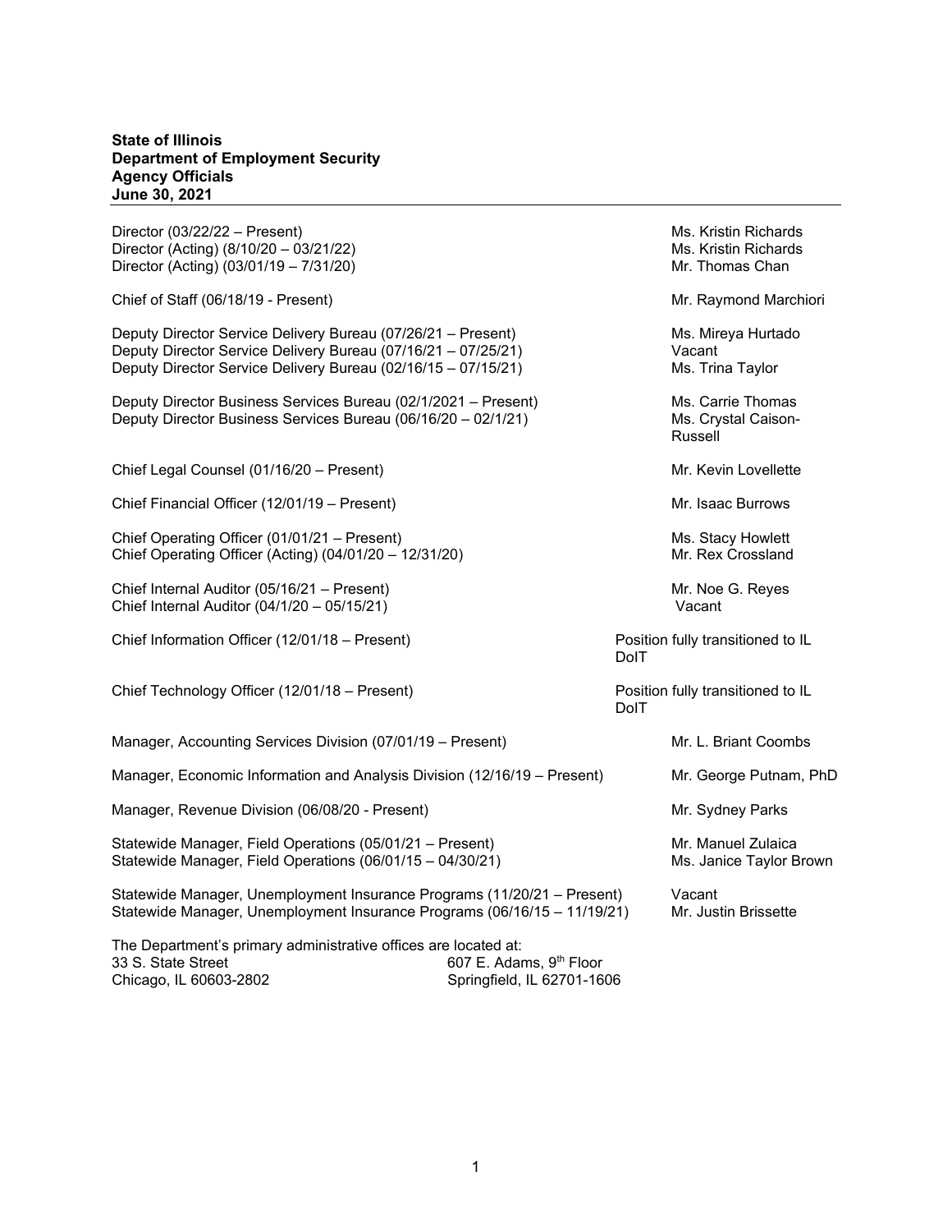**State of Illinois**
**Department of Employment Security**
**Agency Officials**
**June 30, 2021**

| | |
|---|---|
| Director (03/22/22 – Present) | Ms. Kristin Richards |
| Director (Acting) (8/10/20 – 03/21/22) | Ms. Kristin Richards |
| Director (Acting) (03/01/19 – 7/31/20) | Mr. Thomas Chan |
| Chief of Staff (06/18/19 - Present) | Mr. Raymond Marchiori |
| Deputy Director Service Delivery Bureau (07/26/21 – Present) | Ms. Mireya Hurtado |
| Deputy Director Service Delivery Bureau (07/16/21 – 07/25/21) | Vacant |
| Deputy Director Service Delivery Bureau (02/16/15 – 07/15/21) | Ms. Trina Taylor |
| Deputy Director Business Services Bureau (02/1/2021 – Present) | Ms. Carrie Thomas |
| Deputy Director Business Services Bureau (06/16/20 – 02/1/21) | Ms. Crystal Caison-Russell |
| Chief Legal Counsel (01/16/20 – Present) | Mr. Kevin Lovellette |
| Chief Financial Officer (12/01/19 – Present) | Mr. Isaac Burrows |
| Chief Operating Officer (01/01/21 – Present) | Ms. Stacy Howlett |
| Chief Operating Officer (Acting) (04/01/20 – 12/31/20) | Mr. Rex Crossland |
| Chief Internal Auditor (05/16/21 – Present) | Mr. Noe G. Reyes |
| Chief Internal Auditor (04/1/20 – 05/15/21) | Vacant |
| Chief Information Officer (12/01/18 – Present) | Position fully transitioned to IL DoIT |
| Chief Technology Officer (12/01/18 – Present) | Position fully transitioned to IL DoIT |
| Manager, Accounting Services Division (07/01/19 – Present) | Mr. L. Briant Coombs |
| Manager, Economic Information and Analysis Division (12/16/19 – Present) | Mr. George Putnam, PhD |
| Manager, Revenue Division (06/08/20 - Present) | Mr. Sydney Parks |
| Statewide Manager, Field Operations (05/01/21 – Present) | Mr. Manuel Zulaica |
| Statewide Manager, Field Operations (06/01/15 – 04/30/21) | Ms. Janice Taylor Brown |
| Statewide Manager, Unemployment Insurance Programs (11/20/21 – Present) | Vacant |
| Statewide Manager, Unemployment Insurance Programs (06/16/15 – 11/19/21) | Mr. Justin Brissette |

The Department's primary administrative offices are located at:

33 S. State Street
Chicago, IL 60603-2802

607 E. Adams, 9th Floor
Springfield, IL 62701-1606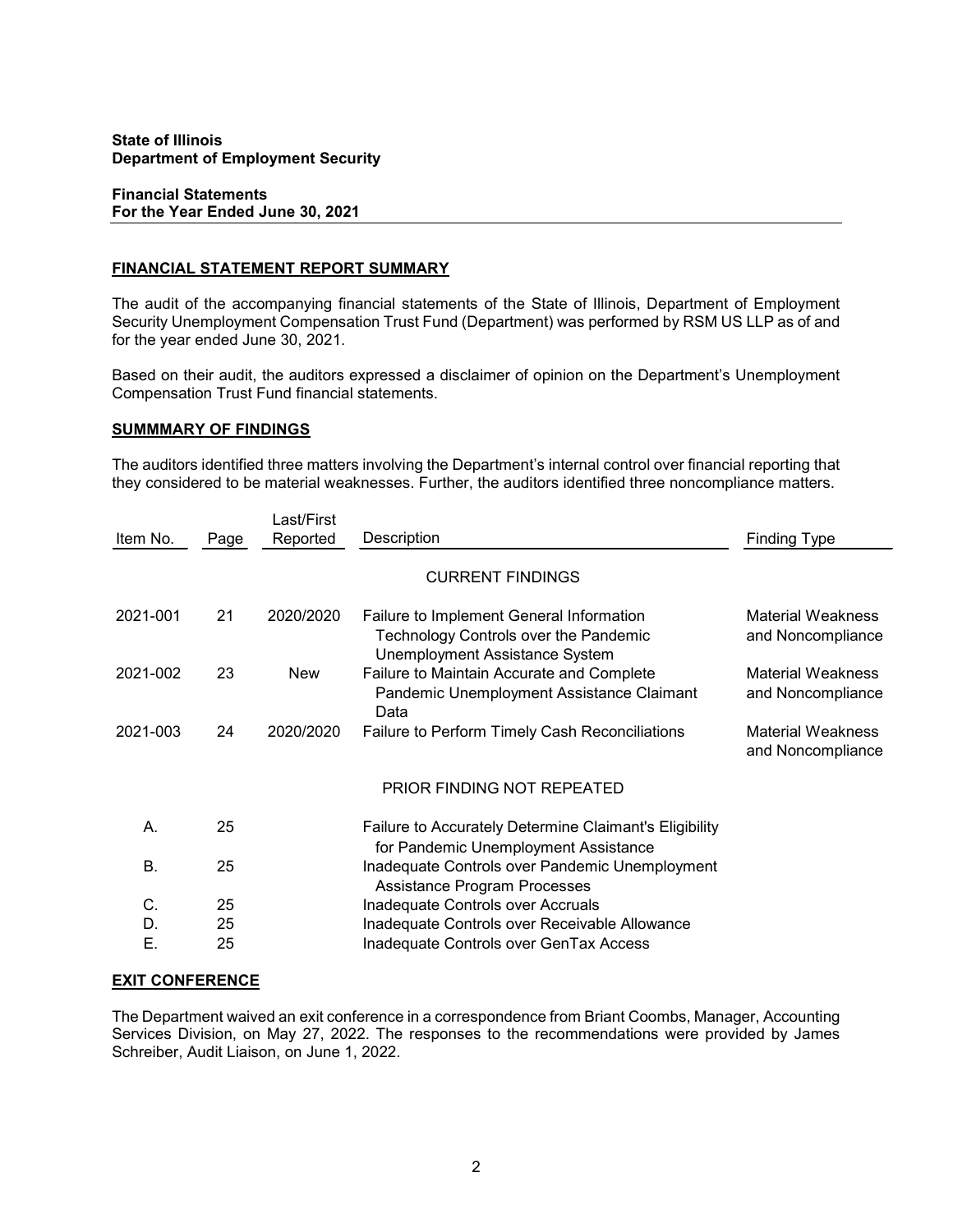**State of Illinois**
**Department of Employment Security**

**Financial Statements**
**For the Year Ended June 30, 2021**

## FINANCIAL STATEMENT REPORT SUMMARY

The audit of the accompanying financial statements of the State of Illinois, Department of Employment Security Unemployment Compensation Trust Fund (Department) was performed by RSM US LLP as of and for the year ended June 30, 2021.

Based on their audit, the auditors expressed a disclaimer of opinion on the Department's Unemployment Compensation Trust Fund financial statements.

## SUMMMARY OF FINDINGS

The auditors identified three matters involving the Department's internal control over financial reporting that they considered to be material weaknesses. Further, the auditors identified three noncompliance matters.

| Item No. | Page | Last/First Reported | Description | Finding Type |
|---|---|---|---|---|
| | | | CURRENT FINDINGS | |
| 2021-001 | 21 | 2020/2020 | Failure to Implement General Information Technology Controls over the Pandemic Unemployment Assistance System | Material Weakness and Noncompliance |
| 2021-002 | 23 | New | Failure to Maintain Accurate and Complete Pandemic Unemployment Assistance Claimant Data | Material Weakness and Noncompliance |
| 2021-003 | 24 | 2020/2020 | Failure to Perform Timely Cash Reconciliations | Material Weakness and Noncompliance |
| | | | PRIOR FINDING NOT REPEATED | |
| A. | 25 | | Failure to Accurately Determine Claimant's Eligibility for Pandemic Unemployment Assistance | |
| B. | 25 | | Inadequate Controls over Pandemic Unemployment Assistance Program Processes | |
| C. | 25 | | Inadequate Controls over Accruals | |
| D. | 25 | | Inadequate Controls over Receivable Allowance | |
| E. | 25 | | Inadequate Controls over GenTax Access | |

## EXIT CONFERENCE

The Department waived an exit conference in a correspondence from Briant Coombs, Manager, Accounting Services Division, on May 27, 2022. The responses to the recommendations were provided by James Schreiber, Audit Liaison, on June 1, 2022.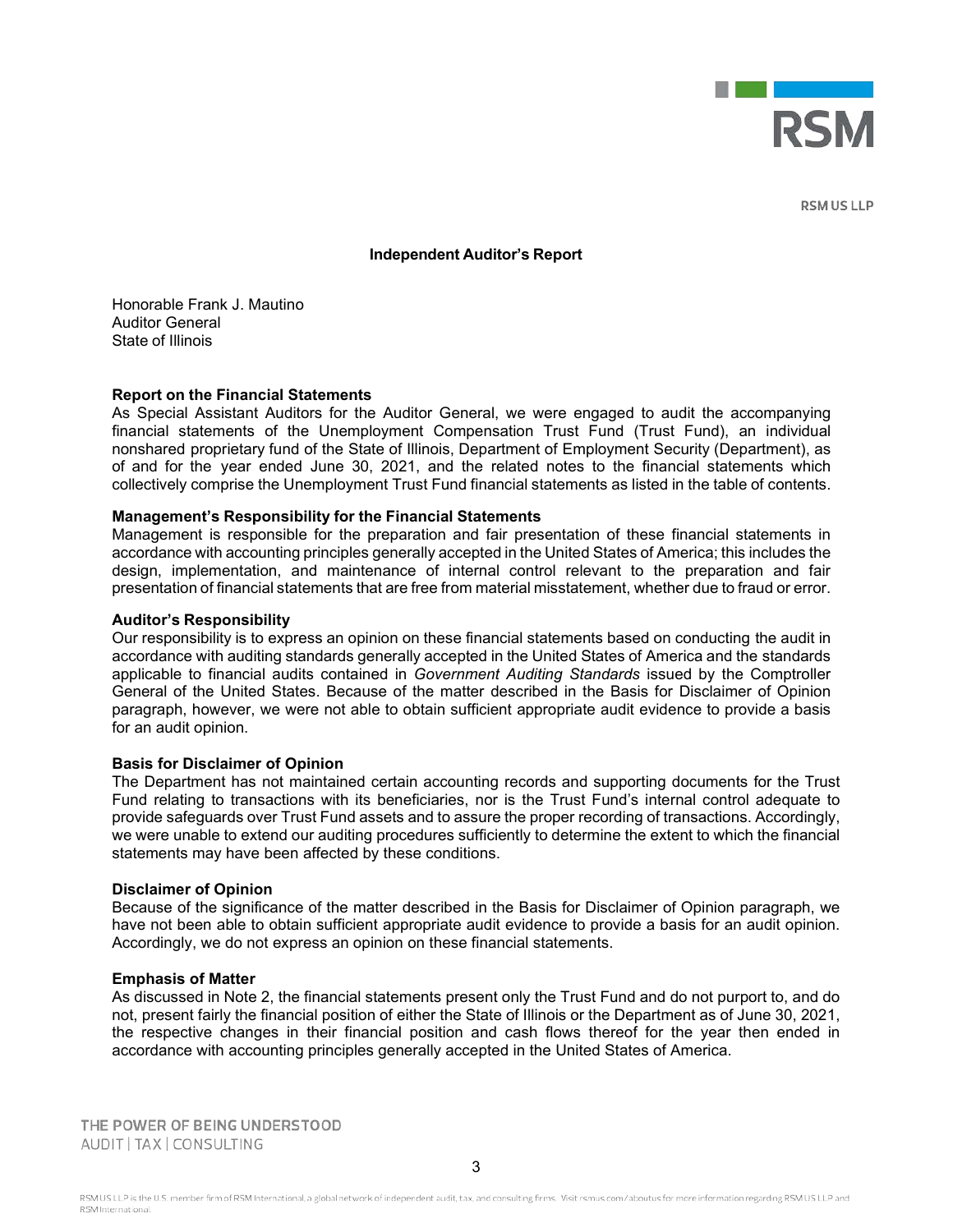RSM US LLP

## Independent Auditor's Report

Honorable Frank J. Mautino
Auditor General
State of Illinois

### Report on the Financial Statements

As Special Assistant Auditors for the Auditor General, we were engaged to audit the accompanying financial statements of the Unemployment Compensation Trust Fund (Trust Fund), an individual nonshared proprietary fund of the State of Illinois, Department of Employment Security (Department), as of and for the year ended June 30, 2021, and the related notes to the financial statements which collectively comprise the Unemployment Trust Fund financial statements as listed in the table of contents.

### Management's Responsibility for the Financial Statements

Management is responsible for the preparation and fair presentation of these financial statements in accordance with accounting principles generally accepted in the United States of America; this includes the design, implementation, and maintenance of internal control relevant to the preparation and fair presentation of financial statements that are free from material misstatement, whether due to fraud or error.

### Auditor's Responsibility

Our responsibility is to express an opinion on these financial statements based on conducting the audit in accordance with auditing standards generally accepted in the United States of America and the standards applicable to financial audits contained in *Government Auditing Standards* issued by the Comptroller General of the United States. Because of the matter described in the Basis for Disclaimer of Opinion paragraph, however, we were not able to obtain sufficient appropriate audit evidence to provide a basis for an audit opinion.

### Basis for Disclaimer of Opinion

The Department has not maintained certain accounting records and supporting documents for the Trust Fund relating to transactions with its beneficiaries, nor is the Trust Fund's internal control adequate to provide safeguards over Trust Fund assets and to assure the proper recording of transactions. Accordingly, we were unable to extend our auditing procedures sufficiently to determine the extent to which the financial statements may have been affected by these conditions.

### Disclaimer of Opinion

Because of the significance of the matter described in the Basis for Disclaimer of Opinion paragraph, we have not been able to obtain sufficient appropriate audit evidence to provide a basis for an audit opinion. Accordingly, we do not express an opinion on these financial statements.

### Emphasis of Matter

As discussed in Note 2, the financial statements present only the Trust Fund and do not purport to, and do not, present fairly the financial position of either the State of Illinois or the Department as of June 30, 2021, the respective changes in their financial position and cash flows thereof for the year then ended in accordance with accounting principles generally accepted in the United States of America.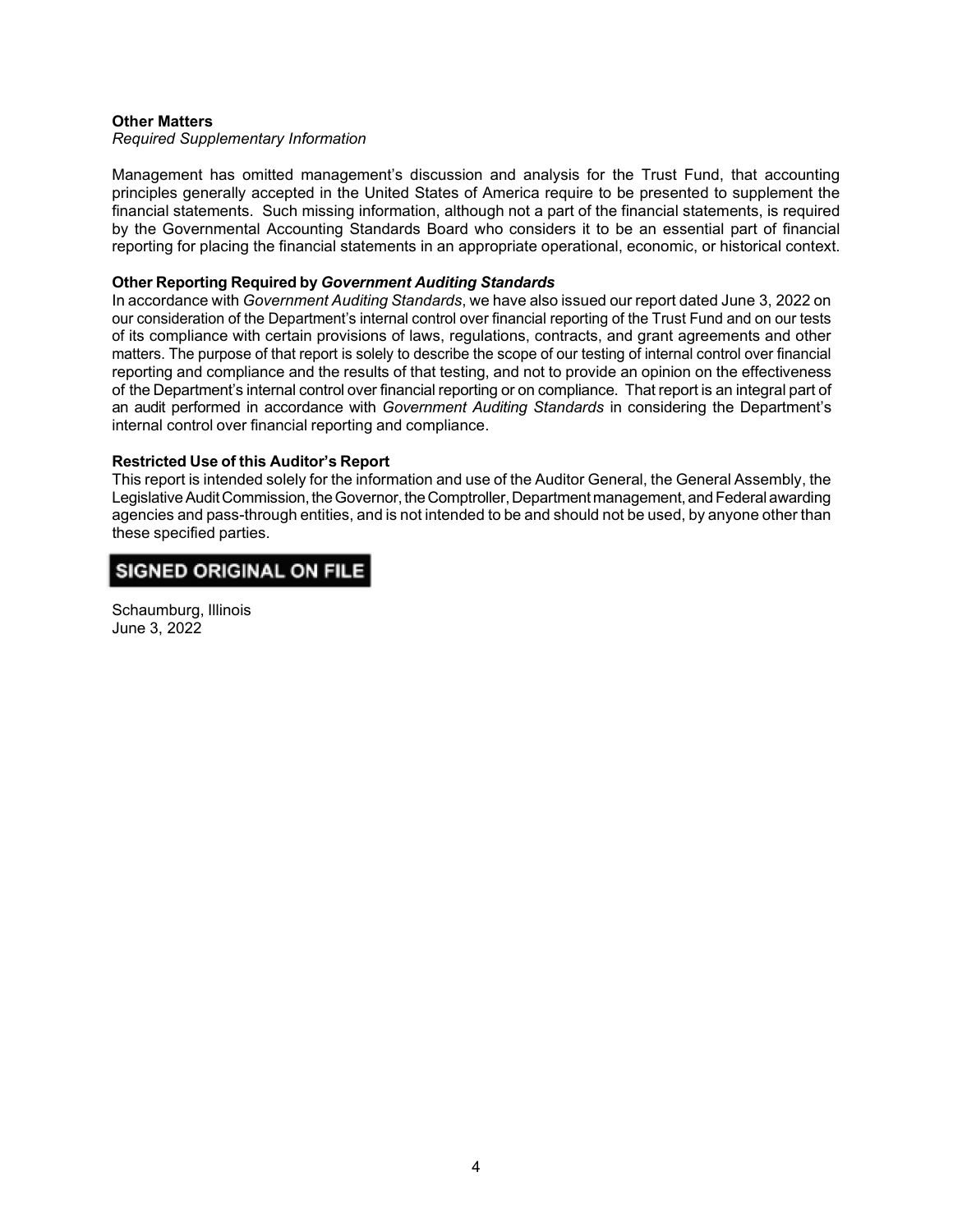**Other Matters**

*Required Supplementary Information*

Management has omitted management's discussion and analysis for the Trust Fund, that accounting principles generally accepted in the United States of America require to be presented to supplement the financial statements. Such missing information, although not a part of the financial statements, is required by the Governmental Accounting Standards Board who considers it to be an essential part of financial reporting for placing the financial statements in an appropriate operational, economic, or historical context.

**Other Reporting Required by *Government Auditing Standards***

In accordance with *Government Auditing Standards*, we have also issued our report dated June 3, 2022 on our consideration of the Department's internal control over financial reporting of the Trust Fund and on our tests of its compliance with certain provisions of laws, regulations, contracts, and grant agreements and other matters. The purpose of that report is solely to describe the scope of our testing of internal control over financial reporting and compliance and the results of that testing, and not to provide an opinion on the effectiveness of the Department's internal control over financial reporting or on compliance. That report is an integral part of an audit performed in accordance with *Government Auditing Standards* in considering the Department's internal control over financial reporting and compliance.

**Restricted Use of this Auditor's Report**

This report is intended solely for the information and use of the Auditor General, the General Assembly, the Legislative Audit Commission, the Governor, the Comptroller, Department management, and Federal awarding agencies and pass-through entities, and is not intended to be and should not be used, by anyone other than these specified parties.

SIGNED ORIGINAL ON FILE

Schaumburg, Illinois
June 3, 2022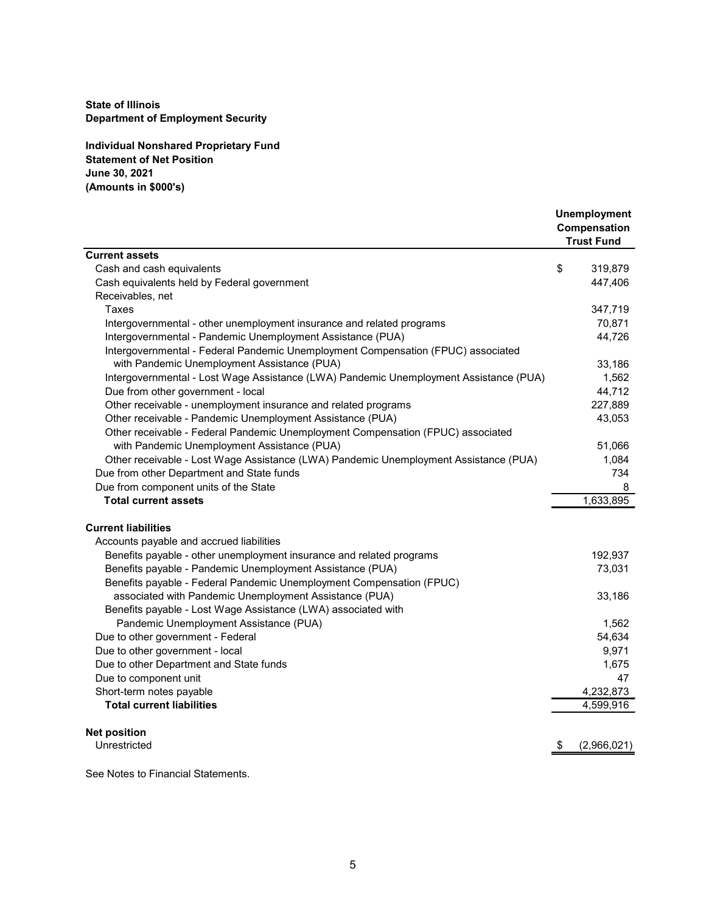**State of Illinois**
**Department of Employment Security**

**Individual Nonshared Proprietary Fund**
**Statement of Net Position**
**June 30, 2021**
**(Amounts in $000's)**

| | Unemployment Compensation Trust Fund |
|---|---|
| **Current assets** | |
| Cash and cash equivalents | $ 319,879 |
| Cash equivalents held by Federal government | 447,406 |
| Receivables, net | |
| Taxes | 347,719 |
| Intergovernmental - other unemployment insurance and related programs | 70,871 |
| Intergovernmental - Pandemic Unemployment Assistance (PUA) | 44,726 |
| Intergovernmental - Federal Pandemic Unemployment Compensation (FPUC) associated with Pandemic Unemployment Assistance (PUA) | 33,186 |
| Intergovernmental - Lost Wage Assistance (LWA) Pandemic Unemployment Assistance (PUA) | 1,562 |
| Due from other government - local | 44,712 |
| Other receivable - unemployment insurance and related programs | 227,889 |
| Other receivable - Pandemic Unemployment Assistance (PUA) | 43,053 |
| Other receivable - Federal Pandemic Unemployment Compensation (FPUC) associated with Pandemic Unemployment Assistance (PUA) | 51,066 |
| Other receivable - Lost Wage Assistance (LWA) Pandemic Unemployment Assistance (PUA) | 1,084 |
| Due from other Department and State funds | 734 |
| Due from component units of the State | 8 |
| **Total current assets** | 1,633,895 |
| **Current liabilities** | |
| Accounts payable and accrued liabilities | |
| Benefits payable - other unemployment insurance and related programs | 192,937 |
| Benefits payable - Pandemic Unemployment Assistance (PUA) | 73,031 |
| Benefits payable - Federal Pandemic Unemployment Compensation (FPUC) associated with Pandemic Unemployment Assistance (PUA) | 33,186 |
| Benefits payable - Lost Wage Assistance (LWA) associated with Pandemic Unemployment Assistance (PUA) | 1,562 |
| Due to other government - Federal | 54,634 |
| Due to other government - local | 9,971 |
| Due to other Department and State funds | 1,675 |
| Due to component unit | 47 |
| Short-term notes payable | 4,232,873 |
| **Total current liabilities** | 4,599,916 |
| **Net position** | |
| Unrestricted | $ (2,966,021) |

See Notes to Financial Statements.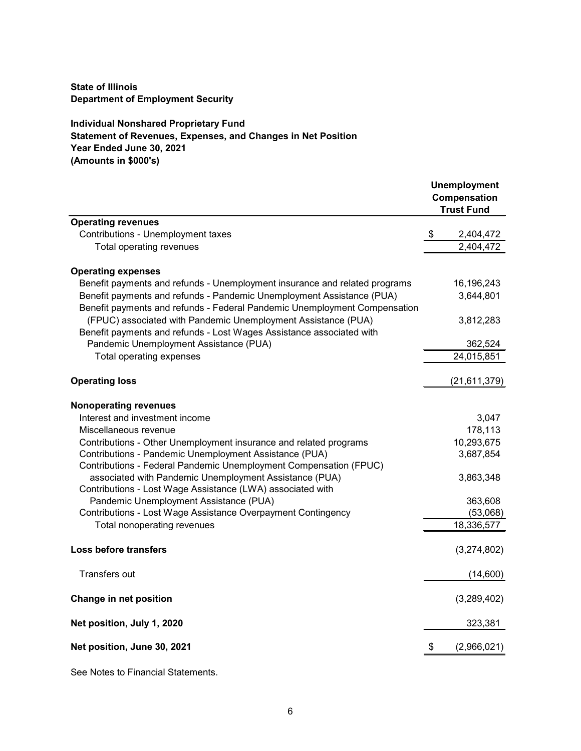**State of Illinois**
**Department of Employment Security**

**Individual Nonshared Proprietary Fund**
**Statement of Revenues, Expenses, and Changes in Net Position**
**Year Ended June 30, 2021**
**(Amounts in $000's)**

| | Unemployment Compensation Trust Fund |
|---|---|
| **Operating revenues** | |
| Contributions - Unemployment taxes | $ 2,404,472 |
| Total operating revenues | 2,404,472 |
| **Operating expenses** | |
| Benefit payments and refunds - Unemployment insurance and related programs | 16,196,243 |
| Benefit payments and refunds - Pandemic Unemployment Assistance (PUA) | 3,644,801 |
| Benefit payments and refunds - Federal Pandemic Unemployment Compensation (FPUC) associated with Pandemic Unemployment Assistance (PUA) | 3,812,283 |
| Benefit payments and refunds - Lost Wages Assistance associated with Pandemic Unemployment Assistance (PUA) | 362,524 |
| Total operating expenses | 24,015,851 |
| **Operating loss** | (21,611,379) |
| **Nonoperating revenues** | |
| Interest and investment income | 3,047 |
| Miscellaneous revenue | 178,113 |
| Contributions - Other Unemployment insurance and related programs | 10,293,675 |
| Contributions - Pandemic Unemployment Assistance (PUA) | 3,687,854 |
| Contributions - Federal Pandemic Unemployment Compensation (FPUC) associated with Pandemic Unemployment Assistance (PUA) | 3,863,348 |
| Contributions - Lost Wage Assistance (LWA) associated with Pandemic Unemployment Assistance (PUA) | 363,608 |
| Contributions - Lost Wage Assistance Overpayment Contingency | (53,068) |
| Total nonoperating revenues | 18,336,577 |
| **Loss before transfers** | (3,274,802) |
| Transfers out | (14,600) |
| **Change in net position** | (3,289,402) |
| **Net position, July 1, 2020** | 323,381 |
| **Net position, June 30, 2021** | $ (2,966,021) |

See Notes to Financial Statements.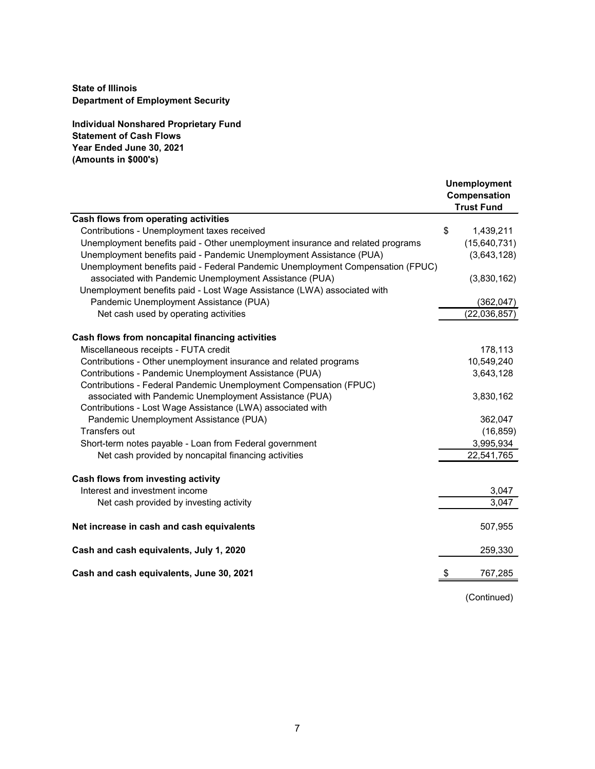**State of Illinois**
**Department of Employment Security**

**Individual Nonshared Proprietary Fund**
**Statement of Cash Flows**
**Year Ended June 30, 2021**
**(Amounts in $000's)**

| | Unemployment Compensation Trust Fund |
|---|---|
| **Cash flows from operating activities** | |
| Contributions - Unemployment taxes received | $ 1,439,211 |
| Unemployment benefits paid - Other unemployment insurance and related programs | (15,640,731) |
| Unemployment benefits paid - Pandemic Unemployment Assistance (PUA) | (3,643,128) |
| Unemployment benefits paid - Federal Pandemic Unemployment Compensation (FPUC) associated with Pandemic Unemployment Assistance (PUA) | (3,830,162) |
| Unemployment benefits paid - Lost Wage Assistance (LWA) associated with Pandemic Unemployment Assistance (PUA) | (362,047) |
| Net cash used by operating activities | (22,036,857) |
| **Cash flows from noncapital financing activities** | |
| Miscellaneous receipts - FUTA credit | 178,113 |
| Contributions - Other unemployment insurance and related programs | 10,549,240 |
| Contributions - Pandemic Unemployment Assistance (PUA) | 3,643,128 |
| Contributions - Federal Pandemic Unemployment Compensation (FPUC) associated with Pandemic Unemployment Assistance (PUA) | 3,830,162 |
| Contributions - Lost Wage Assistance (LWA) associated with Pandemic Unemployment Assistance (PUA) | 362,047 |
| Transfers out | (16,859) |
| Short-term notes payable - Loan from Federal government | 3,995,934 |
| Net cash provided by noncapital financing activities | 22,541,765 |
| **Cash flows from investing activity** | |
| Interest and investment income | 3,047 |
| Net cash provided by investing activity | 3,047 |
| **Net increase in cash and cash equivalents** | 507,955 |
| **Cash and cash equivalents, July 1, 2020** | 259,330 |
| **Cash and cash equivalents, June 30, 2021** | $ 767,285 |

(Continued)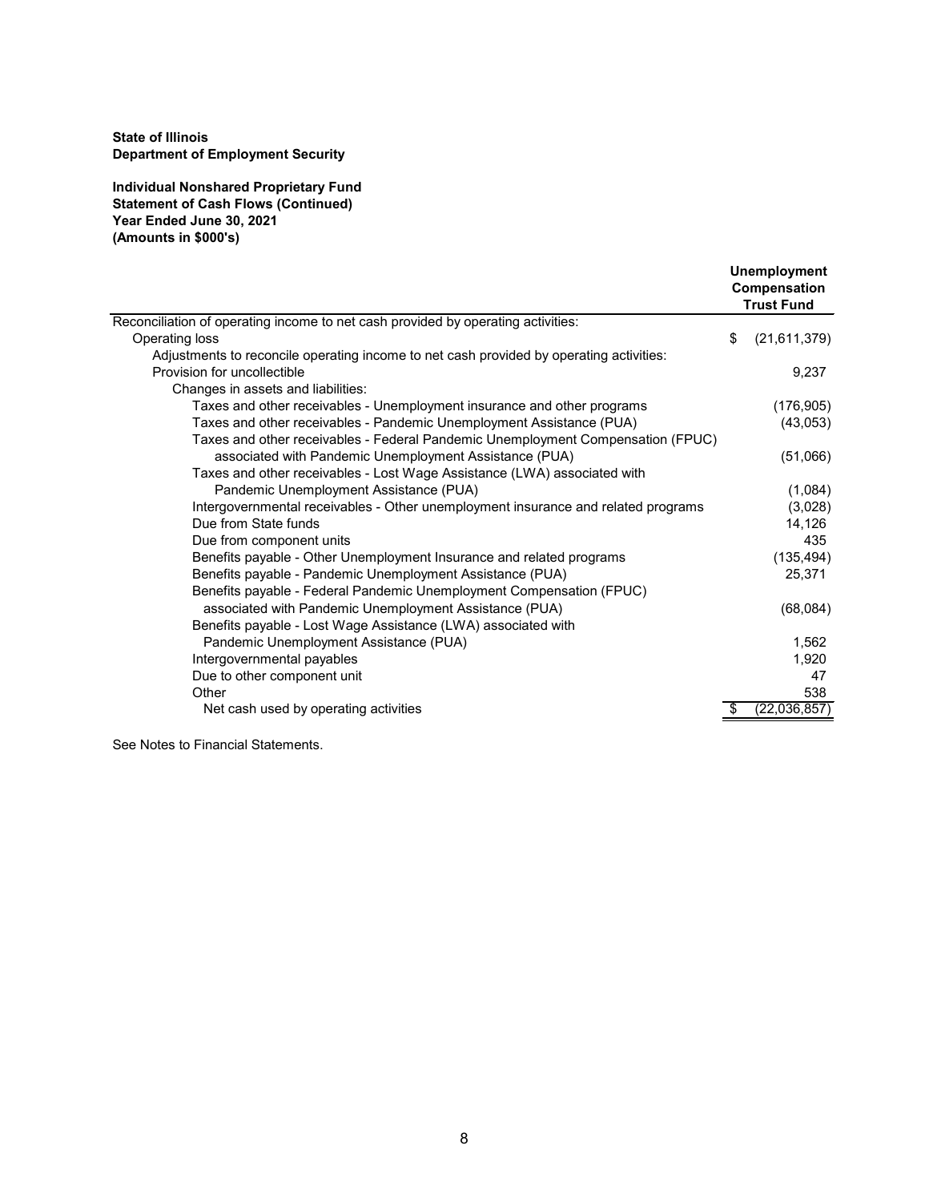**State of Illinois**
**Department of Employment Security**

**Individual Nonshared Proprietary Fund**
**Statement of Cash Flows (Continued)**
**Year Ended June 30, 2021**
**(Amounts in $000's)**

| | Unemployment Compensation Trust Fund |
|---|---|
| Reconciliation of operating income to net cash provided by operating activities: | |
| Operating loss | $ (21,611,379) |
| Adjustments to reconcile operating income to net cash provided by operating activities: | |
| Provision for uncollectible | 9,237 |
| Changes in assets and liabilities: | |
| Taxes and other receivables - Unemployment insurance and other programs | (176,905) |
| Taxes and other receivables - Pandemic Unemployment Assistance (PUA) | (43,053) |
| Taxes and other receivables - Federal Pandemic Unemployment Compensation (FPUC) associated with Pandemic Unemployment Assistance (PUA) | (51,066) |
| Taxes and other receivables - Lost Wage Assistance (LWA) associated with Pandemic Unemployment Assistance (PUA) | (1,084) |
| Intergovernmental receivables - Other unemployment insurance and related programs | (3,028) |
| Due from State funds | 14,126 |
| Due from component units | 435 |
| Benefits payable - Other Unemployment Insurance and related programs | (135,494) |
| Benefits payable - Pandemic Unemployment Assistance (PUA) | 25,371 |
| Benefits payable - Federal Pandemic Unemployment Compensation (FPUC) associated with Pandemic Unemployment Assistance (PUA) | (68,084) |
| Benefits payable - Lost Wage Assistance (LWA) associated with Pandemic Unemployment Assistance (PUA) | 1,562 |
| Intergovernmental payables | 1,920 |
| Due to other component unit | 47 |
| Other | 538 |
| Net cash used by operating activities | $ (22,036,857) |

See Notes to Financial Statements.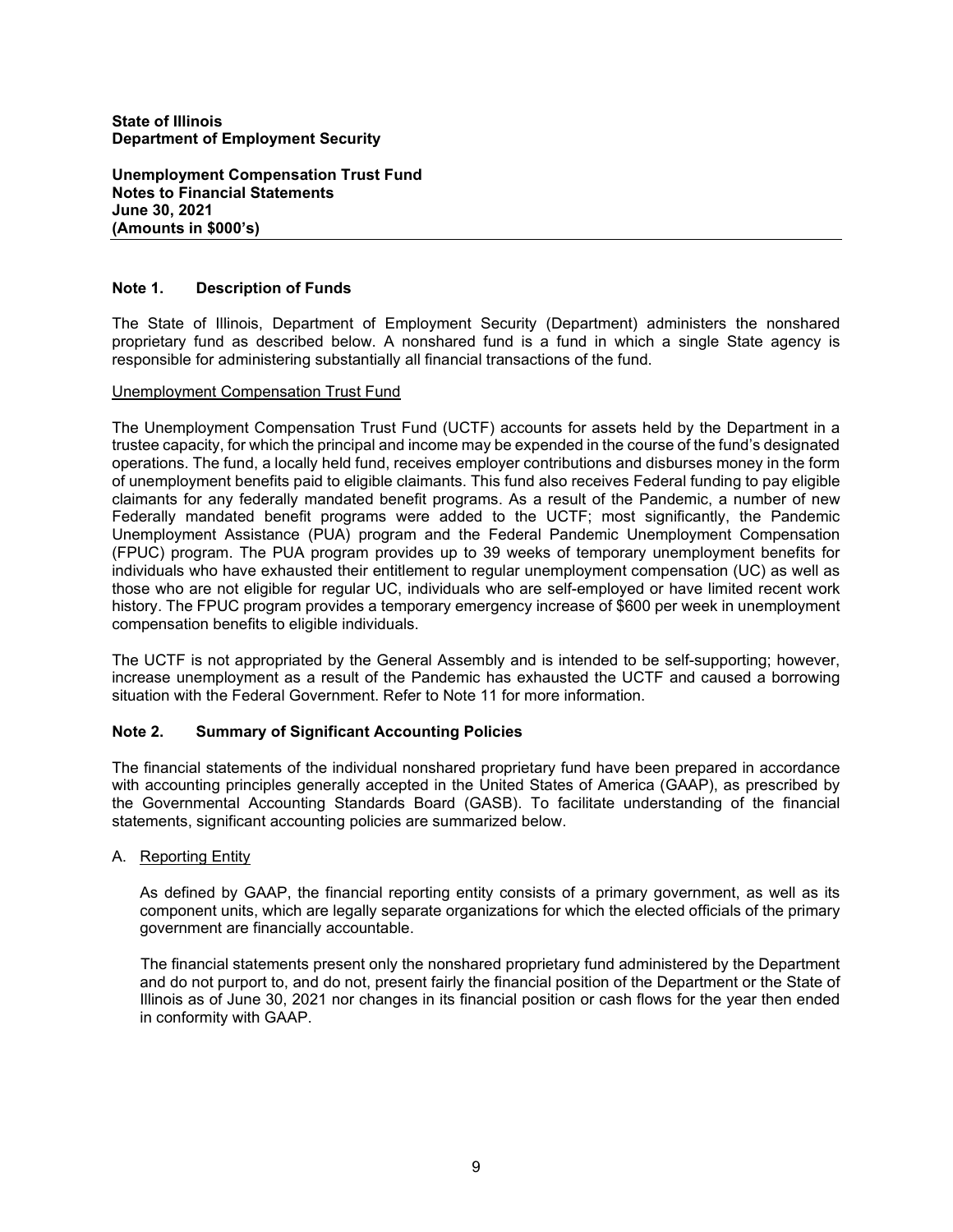**State of Illinois**
**Department of Employment Security**

**Unemployment Compensation Trust Fund**
**Notes to Financial Statements**
**June 30, 2021**
**(Amounts in $000's)**

## Note 1. Description of Funds

The State of Illinois, Department of Employment Security (Department) administers the nonshared proprietary fund as described below. A nonshared fund is a fund in which a single State agency is responsible for administering substantially all financial transactions of the fund.

Unemployment Compensation Trust Fund

The Unemployment Compensation Trust Fund (UCTF) accounts for assets held by the Department in a trustee capacity, for which the principal and income may be expended in the course of the fund's designated operations. The fund, a locally held fund, receives employer contributions and disburses money in the form of unemployment benefits paid to eligible claimants. This fund also receives Federal funding to pay eligible claimants for any federally mandated benefit programs. As a result of the Pandemic, a number of new Federally mandated benefit programs were added to the UCTF; most significantly, the Pandemic Unemployment Assistance (PUA) program and the Federal Pandemic Unemployment Compensation (FPUC) program. The PUA program provides up to 39 weeks of temporary unemployment benefits for individuals who have exhausted their entitlement to regular unemployment compensation (UC) as well as those who are not eligible for regular UC, individuals who are self-employed or have limited recent work history. The FPUC program provides a temporary emergency increase of $600 per week in unemployment compensation benefits to eligible individuals.

The UCTF is not appropriated by the General Assembly and is intended to be self-supporting; however, increase unemployment as a result of the Pandemic has exhausted the UCTF and caused a borrowing situation with the Federal Government. Refer to Note 11 for more information.

## Note 2. Summary of Significant Accounting Policies

The financial statements of the individual nonshared proprietary fund have been prepared in accordance with accounting principles generally accepted in the United States of America (GAAP), as prescribed by the Governmental Accounting Standards Board (GASB). To facilitate understanding of the financial statements, significant accounting policies are summarized below.

A. Reporting Entity

As defined by GAAP, the financial reporting entity consists of a primary government, as well as its component units, which are legally separate organizations for which the elected officials of the primary government are financially accountable.

The financial statements present only the nonshared proprietary fund administered by the Department and do not purport to, and do not, present fairly the financial position of the Department or the State of Illinois as of June 30, 2021 nor changes in its financial position or cash flows for the year then ended in conformity with GAAP.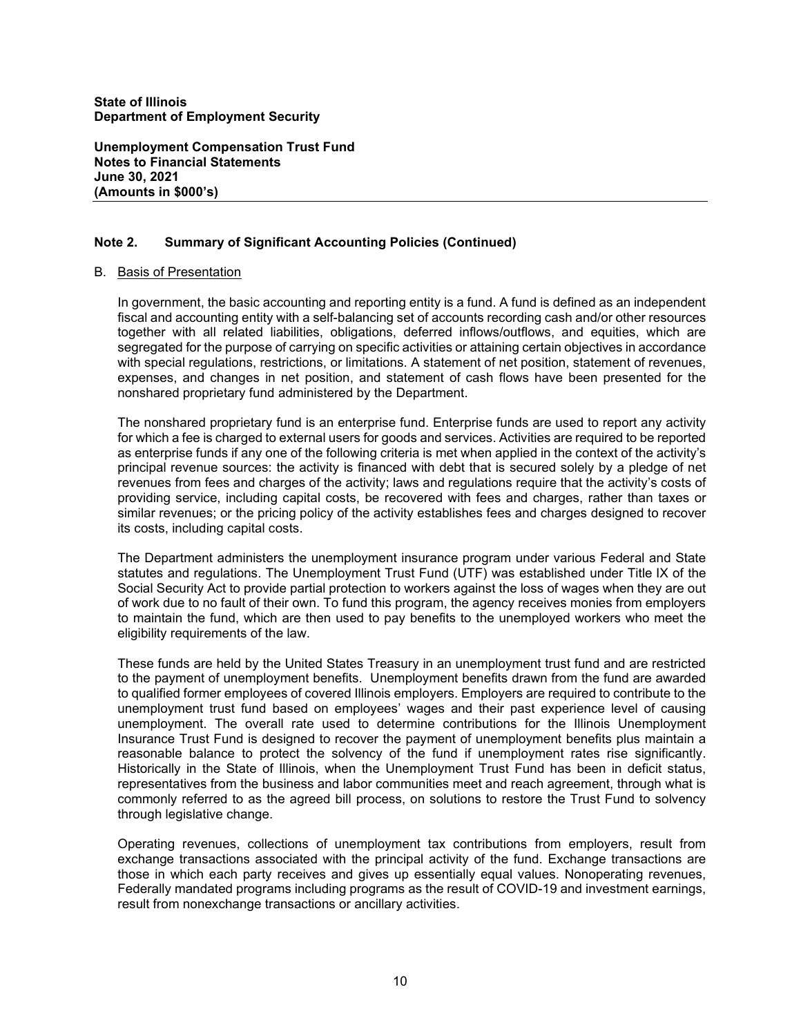## Note 2. Summary of Significant Accounting Policies (Continued)

B. Basis of Presentation

In government, the basic accounting and reporting entity is a fund. A fund is defined as an independent fiscal and accounting entity with a self-balancing set of accounts recording cash and/or other resources together with all related liabilities, obligations, deferred inflows/outflows, and equities, which are segregated for the purpose of carrying on specific activities or attaining certain objectives in accordance with special regulations, restrictions, or limitations. A statement of net position, statement of revenues, expenses, and changes in net position, and statement of cash flows have been presented for the nonshared proprietary fund administered by the Department.

The nonshared proprietary fund is an enterprise fund. Enterprise funds are used to report any activity for which a fee is charged to external users for goods and services. Activities are required to be reported as enterprise funds if any one of the following criteria is met when applied in the context of the activity's principal revenue sources: the activity is financed with debt that is secured solely by a pledge of net revenues from fees and charges of the activity; laws and regulations require that the activity's costs of providing service, including capital costs, be recovered with fees and charges, rather than taxes or similar revenues; or the pricing policy of the activity establishes fees and charges designed to recover its costs, including capital costs.

The Department administers the unemployment insurance program under various Federal and State statutes and regulations. The Unemployment Trust Fund (UTF) was established under Title IX of the Social Security Act to provide partial protection to workers against the loss of wages when they are out of work due to no fault of their own. To fund this program, the agency receives monies from employers to maintain the fund, which are then used to pay benefits to the unemployed workers who meet the eligibility requirements of the law.

These funds are held by the United States Treasury in an unemployment trust fund and are restricted to the payment of unemployment benefits. Unemployment benefits drawn from the fund are awarded to qualified former employees of covered Illinois employers. Employers are required to contribute to the unemployment trust fund based on employees' wages and their past experience level of causing unemployment. The overall rate used to determine contributions for the Illinois Unemployment Insurance Trust Fund is designed to recover the payment of unemployment benefits plus maintain a reasonable balance to protect the solvency of the fund if unemployment rates rise significantly. Historically in the State of Illinois, when the Unemployment Trust Fund has been in deficit status, representatives from the business and labor communities meet and reach agreement, through what is commonly referred to as the agreed bill process, on solutions to restore the Trust Fund to solvency through legislative change.

Operating revenues, collections of unemployment tax contributions from employers, result from exchange transactions associated with the principal activity of the fund. Exchange transactions are those in which each party receives and gives up essentially equal values. Nonoperating revenues, Federally mandated programs including programs as the result of COVID-19 and investment earnings, result from nonexchange transactions or ancillary activities.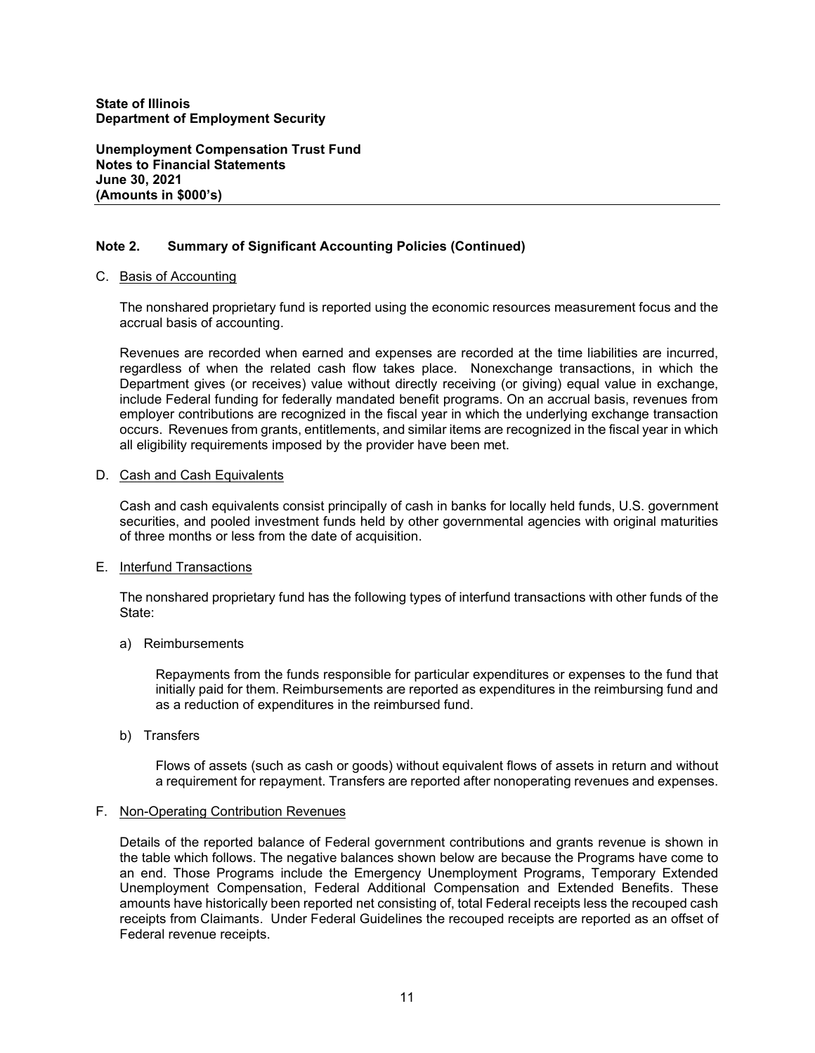## Note 2. Summary of Significant Accounting Policies (Continued)

C. Basis of Accounting

The nonshared proprietary fund is reported using the economic resources measurement focus and the accrual basis of accounting.

Revenues are recorded when earned and expenses are recorded at the time liabilities are incurred, regardless of when the related cash flow takes place. Nonexchange transactions, in which the Department gives (or receives) value without directly receiving (or giving) equal value in exchange, include Federal funding for federally mandated benefit programs. On an accrual basis, revenues from employer contributions are recognized in the fiscal year in which the underlying exchange transaction occurs. Revenues from grants, entitlements, and similar items are recognized in the fiscal year in which all eligibility requirements imposed by the provider have been met.

D. Cash and Cash Equivalents

Cash and cash equivalents consist principally of cash in banks for locally held funds, U.S. government securities, and pooled investment funds held by other governmental agencies with original maturities of three months or less from the date of acquisition.

E. Interfund Transactions

The nonshared proprietary fund has the following types of interfund transactions with other funds of the State:

a) Reimbursements

Repayments from the funds responsible for particular expenditures or expenses to the fund that initially paid for them. Reimbursements are reported as expenditures in the reimbursing fund and as a reduction of expenditures in the reimbursed fund.

b) Transfers

Flows of assets (such as cash or goods) without equivalent flows of assets in return and without a requirement for repayment. Transfers are reported after nonoperating revenues and expenses.

F. Non-Operating Contribution Revenues

Details of the reported balance of Federal government contributions and grants revenue is shown in the table which follows. The negative balances shown below are because the Programs have come to an end. Those Programs include the Emergency Unemployment Programs, Temporary Extended Unemployment Compensation, Federal Additional Compensation and Extended Benefits. These amounts have historically been reported net consisting of, total Federal receipts less the recouped cash receipts from Claimants. Under Federal Guidelines the recouped receipts are reported as an offset of Federal revenue receipts.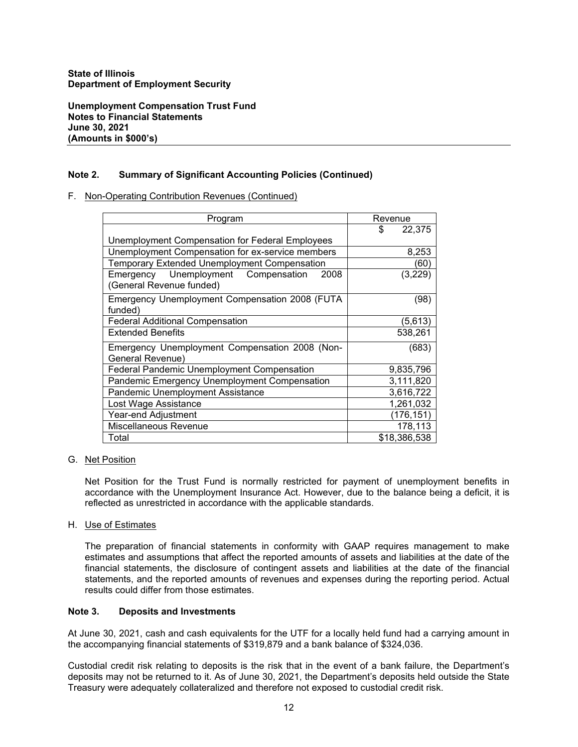**State of Illinois**
**Department of Employment Security**

**Unemployment Compensation Trust Fund**
**Notes to Financial Statements**
**June 30, 2021**
**(Amounts in $000's)**

## Note 2. Summary of Significant Accounting Policies (Continued)

F. Non-Operating Contribution Revenues (Continued)

| Program | Revenue |
|---|---|
| Unemployment Compensation for Federal Employees | $ 22,375 |
| Unemployment Compensation for ex-service members | 8,253 |
| Temporary Extended Unemployment Compensation | (60) |
| Emergency Unemployment Compensation 2008 (General Revenue funded) | (3,229) |
| Emergency Unemployment Compensation 2008 (FUTA funded) | (98) |
| Federal Additional Compensation | (5,613) |
| Extended Benefits | 538,261 |
| Emergency Unemployment Compensation 2008 (Non-General Revenue) | (683) |
| Federal Pandemic Unemployment Compensation | 9,835,796 |
| Pandemic Emergency Unemployment Compensation | 3,111,820 |
| Pandemic Unemployment Assistance | 3,616,722 |
| Lost Wage Assistance | 1,261,032 |
| Year-end Adjustment | (176,151) |
| Miscellaneous Revenue | 178,113 |
| Total | $18,386,538 |

G. Net Position

Net Position for the Trust Fund is normally restricted for payment of unemployment benefits in accordance with the Unemployment Insurance Act. However, due to the balance being a deficit, it is reflected as unrestricted in accordance with the applicable standards.

H. Use of Estimates

The preparation of financial statements in conformity with GAAP requires management to make estimates and assumptions that affect the reported amounts of assets and liabilities at the date of the financial statements, the disclosure of contingent assets and liabilities at the date of the financial statements, and the reported amounts of revenues and expenses during the reporting period. Actual results could differ from those estimates.

## Note 3. Deposits and Investments

At June 30, 2021, cash and cash equivalents for the UTF for a locally held fund had a carrying amount in the accompanying financial statements of $319,879 and a bank balance of $324,036.

Custodial credit risk relating to deposits is the risk that in the event of a bank failure, the Department's deposits may not be returned to it. As of June 30, 2021, the Department's deposits held outside the State Treasury were adequately collateralized and therefore not exposed to custodial credit risk.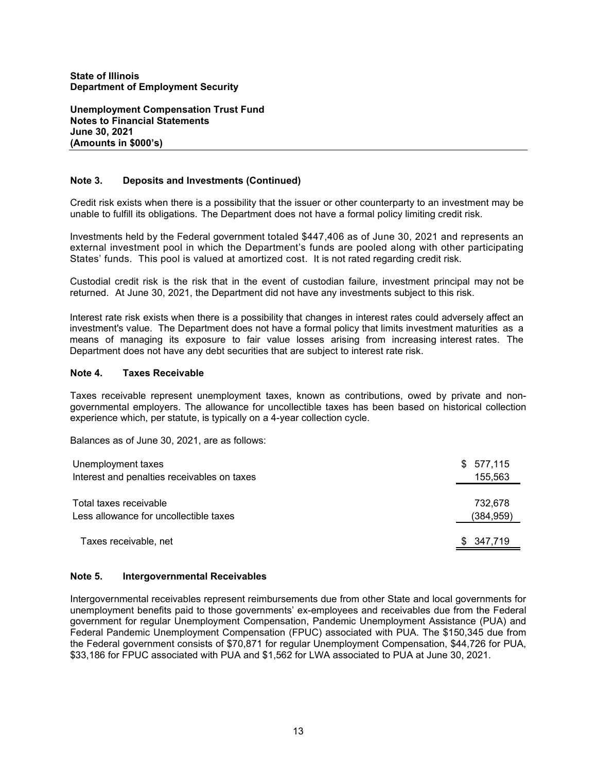**State of Illinois**
**Department of Employment Security**

**Unemployment Compensation Trust Fund**
**Notes to Financial Statements**
**June 30, 2021**
**(Amounts in $000's)**

## Note 3. Deposits and Investments (Continued)

Credit risk exists when there is a possibility that the issuer or other counterparty to an investment may be unable to fulfill its obligations. The Department does not have a formal policy limiting credit risk.

Investments held by the Federal government totaled $447,406 as of June 30, 2021 and represents an external investment pool in which the Department's funds are pooled along with other participating States' funds. This pool is valued at amortized cost. It is not rated regarding credit risk.

Custodial credit risk is the risk that in the event of custodian failure, investment principal may not be returned. At June 30, 2021, the Department did not have any investments subject to this risk.

Interest rate risk exists when there is a possibility that changes in interest rates could adversely affect an investment's value. The Department does not have a formal policy that limits investment maturities as a means of managing its exposure to fair value losses arising from increasing interest rates. The Department does not have any debt securities that are subject to interest rate risk.

## Note 4. Taxes Receivable

Taxes receivable represent unemployment taxes, known as contributions, owed by private and non-governmental employers. The allowance for uncollectible taxes has been based on historical collection experience which, per statute, is typically on a 4-year collection cycle.

Balances as of June 30, 2021, are as follows:

| | |
|---|---|
| Unemployment taxes | $ 577,115 |
| Interest and penalties receivables on taxes | 155,563 |
| Total taxes receivable | 732,678 |
| Less allowance for uncollectible taxes | (384,959) |
| Taxes receivable, net | $ 347,719 |

## Note 5. Intergovernmental Receivables

Intergovernmental receivables represent reimbursements due from other State and local governments for unemployment benefits paid to those governments' ex-employees and receivables due from the Federal government for regular Unemployment Compensation, Pandemic Unemployment Assistance (PUA) and Federal Pandemic Unemployment Compensation (FPUC) associated with PUA. The $150,345 due from the Federal government consists of $70,871 for regular Unemployment Compensation, $44,726 for PUA, $33,186 for FPUC associated with PUA and $1,562 for LWA associated to PUA at June 30, 2021.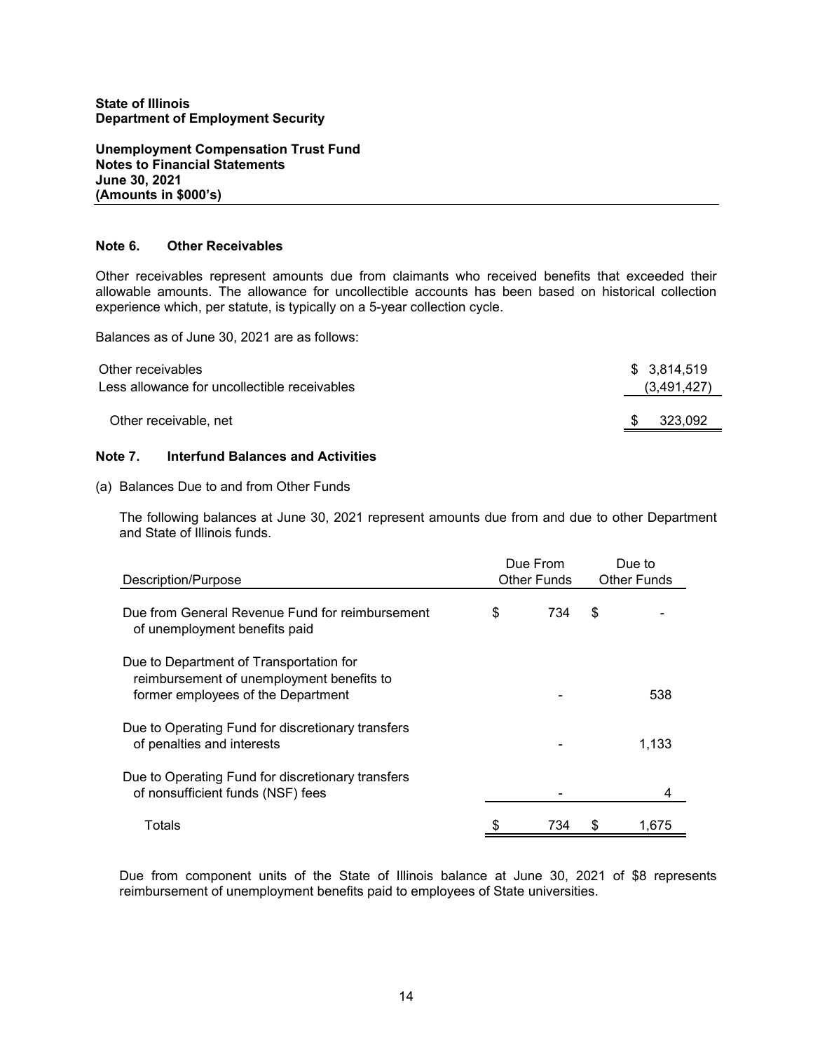**State of Illinois**
**Department of Employment Security**

**Unemployment Compensation Trust Fund**
**Notes to Financial Statements**
**June 30, 2021**
**(Amounts in $000's)**

## Note 6. Other Receivables

Other receivables represent amounts due from claimants who received benefits that exceeded their allowable amounts. The allowance for uncollectible accounts has been based on historical collection experience which, per statute, is typically on a 5-year collection cycle.

Balances as of June 30, 2021 are as follows:

| | |
|---|---|
| Other receivables | $ 3,814,519 |
| Less allowance for uncollectible receivables | (3,491,427) |
| Other receivable, net | $ 323,092 |

## Note 7. Interfund Balances and Activities

(a) Balances Due to and from Other Funds

The following balances at June 30, 2021 represent amounts due from and due to other Department and State of Illinois funds.

| Description/Purpose | Due From Other Funds | Due to Other Funds |
|---|---|---|
| Due from General Revenue Fund for reimbursement of unemployment benefits paid | $ 734 | $ - |
| Due to Department of Transportation for reimbursement of unemployment benefits to former employees of the Department | - | 538 |
| Due to Operating Fund for discretionary transfers of penalties and interests | - | 1,133 |
| Due to Operating Fund for discretionary transfers of nonsufficient funds (NSF) fees | - | 4 |
| Totals | $ 734 | $ 1,675 |

Due from component units of the State of Illinois balance at June 30, 2021 of $8 represents reimbursement of unemployment benefits paid to employees of State universities.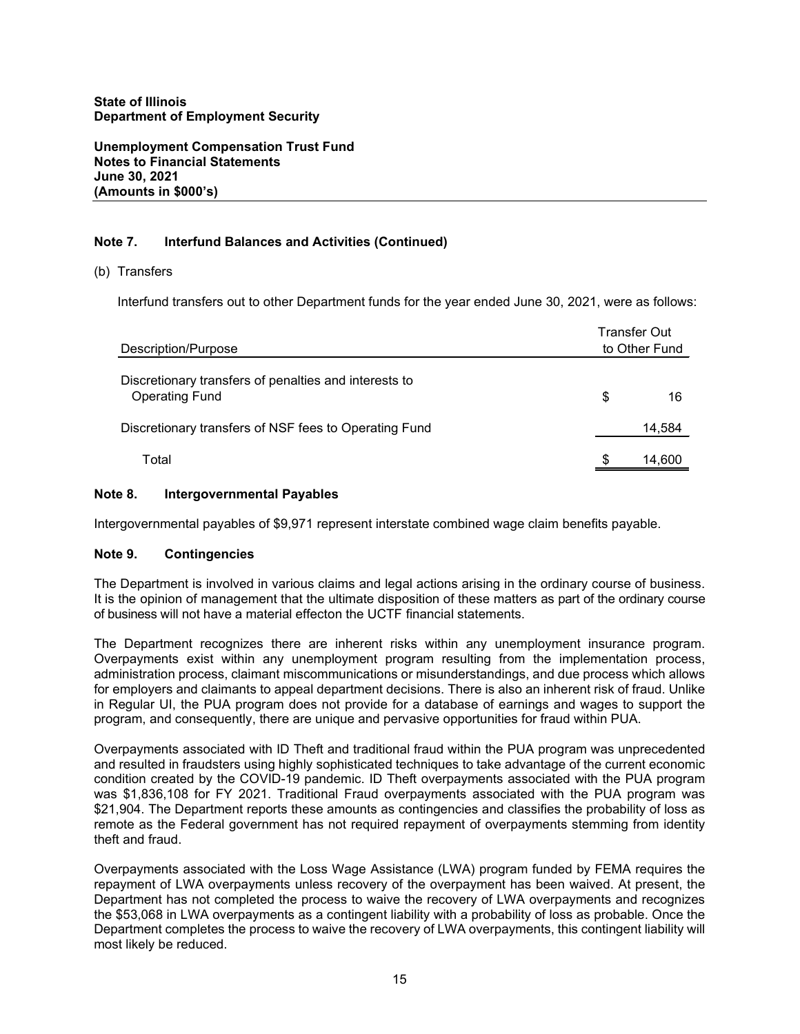**State of Illinois**
**Department of Employment Security**

**Unemployment Compensation Trust Fund**
**Notes to Financial Statements**
**June 30, 2021**
**(Amounts in $000's)**

## Note 7. Interfund Balances and Activities (Continued)

(b) Transfers

Interfund transfers out to other Department funds for the year ended June 30, 2021, were as follows:

| Description/Purpose | | Transfer Out to Other Fund |
|---|---|---|
| Discretionary transfers of penalties and interests to Operating Fund | $ | 16 |
| Discretionary transfers of NSF fees to Operating Fund | | 14,584 |
| Total | $ | 14,600 |

## Note 8. Intergovernmental Payables

Intergovernmental payables of $9,971 represent interstate combined wage claim benefits payable.

## Note 9. Contingencies

The Department is involved in various claims and legal actions arising in the ordinary course of business. It is the opinion of management that the ultimate disposition of these matters as part of the ordinary course of business will not have a material effecton the UCTF financial statements.

The Department recognizes there are inherent risks within any unemployment insurance program. Overpayments exist within any unemployment program resulting from the implementation process, administration process, claimant miscommunications or misunderstandings, and due process which allows for employers and claimants to appeal department decisions. There is also an inherent risk of fraud. Unlike in Regular UI, the PUA program does not provide for a database of earnings and wages to support the program, and consequently, there are unique and pervasive opportunities for fraud within PUA.

Overpayments associated with ID Theft and traditional fraud within the PUA program was unprecedented and resulted in fraudsters using highly sophisticated techniques to take advantage of the current economic condition created by the COVID-19 pandemic. ID Theft overpayments associated with the PUA program was $1,836,108 for FY 2021. Traditional Fraud overpayments associated with the PUA program was $21,904. The Department reports these amounts as contingencies and classifies the probability of loss as remote as the Federal government has not required repayment of overpayments stemming from identity theft and fraud.

Overpayments associated with the Loss Wage Assistance (LWA) program funded by FEMA requires the repayment of LWA overpayments unless recovery of the overpayment has been waived. At present, the Department has not completed the process to waive the recovery of LWA overpayments and recognizes the $53,068 in LWA overpayments as a contingent liability with a probability of loss as probable. Once the Department completes the process to waive the recovery of LWA overpayments, this contingent liability will most likely be reduced.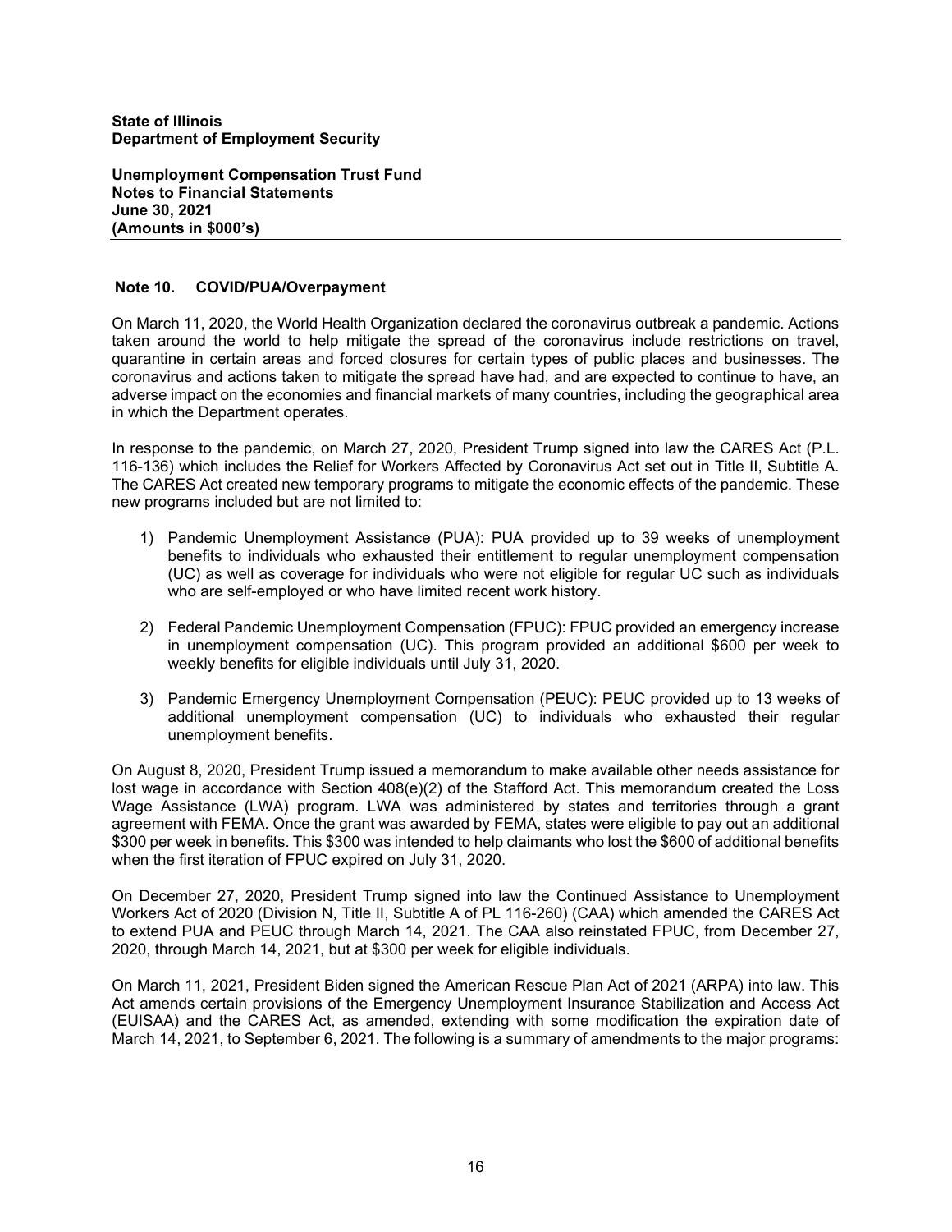**State of Illinois**
**Department of Employment Security**

**Unemployment Compensation Trust Fund**
**Notes to Financial Statements**
**June 30, 2021**
**(Amounts in $000's)**

## Note 10. COVID/PUA/Overpayment

On March 11, 2020, the World Health Organization declared the coronavirus outbreak a pandemic. Actions taken around the world to help mitigate the spread of the coronavirus include restrictions on travel, quarantine in certain areas and forced closures for certain types of public places and businesses. The coronavirus and actions taken to mitigate the spread have had, and are expected to continue to have, an adverse impact on the economies and financial markets of many countries, including the geographical area in which the Department operates.

In response to the pandemic, on March 27, 2020, President Trump signed into law the CARES Act (P.L. 116-136) which includes the Relief for Workers Affected by Coronavirus Act set out in Title II, Subtitle A. The CARES Act created new temporary programs to mitigate the economic effects of the pandemic. These new programs included but are not limited to:

1) Pandemic Unemployment Assistance (PUA): PUA provided up to 39 weeks of unemployment benefits to individuals who exhausted their entitlement to regular unemployment compensation (UC) as well as coverage for individuals who were not eligible for regular UC such as individuals who are self-employed or who have limited recent work history.

2) Federal Pandemic Unemployment Compensation (FPUC): FPUC provided an emergency increase in unemployment compensation (UC). This program provided an additional $600 per week to weekly benefits for eligible individuals until July 31, 2020.

3) Pandemic Emergency Unemployment Compensation (PEUC): PEUC provided up to 13 weeks of additional unemployment compensation (UC) to individuals who exhausted their regular unemployment benefits.

On August 8, 2020, President Trump issued a memorandum to make available other needs assistance for lost wage in accordance with Section 408(e)(2) of the Stafford Act. This memorandum created the Loss Wage Assistance (LWA) program. LWA was administered by states and territories through a grant agreement with FEMA. Once the grant was awarded by FEMA, states were eligible to pay out an additional $300 per week in benefits. This $300 was intended to help claimants who lost the $600 of additional benefits when the first iteration of FPUC expired on July 31, 2020.

On December 27, 2020, President Trump signed into law the Continued Assistance to Unemployment Workers Act of 2020 (Division N, Title II, Subtitle A of PL 116-260) (CAA) which amended the CARES Act to extend PUA and PEUC through March 14, 2021. The CAA also reinstated FPUC, from December 27, 2020, through March 14, 2021, but at $300 per week for eligible individuals.

On March 11, 2021, President Biden signed the American Rescue Plan Act of 2021 (ARPA) into law. This Act amends certain provisions of the Emergency Unemployment Insurance Stabilization and Access Act (EUISAA) and the CARES Act, as amended, extending with some modification the expiration date of March 14, 2021, to September 6, 2021. The following is a summary of amendments to the major programs: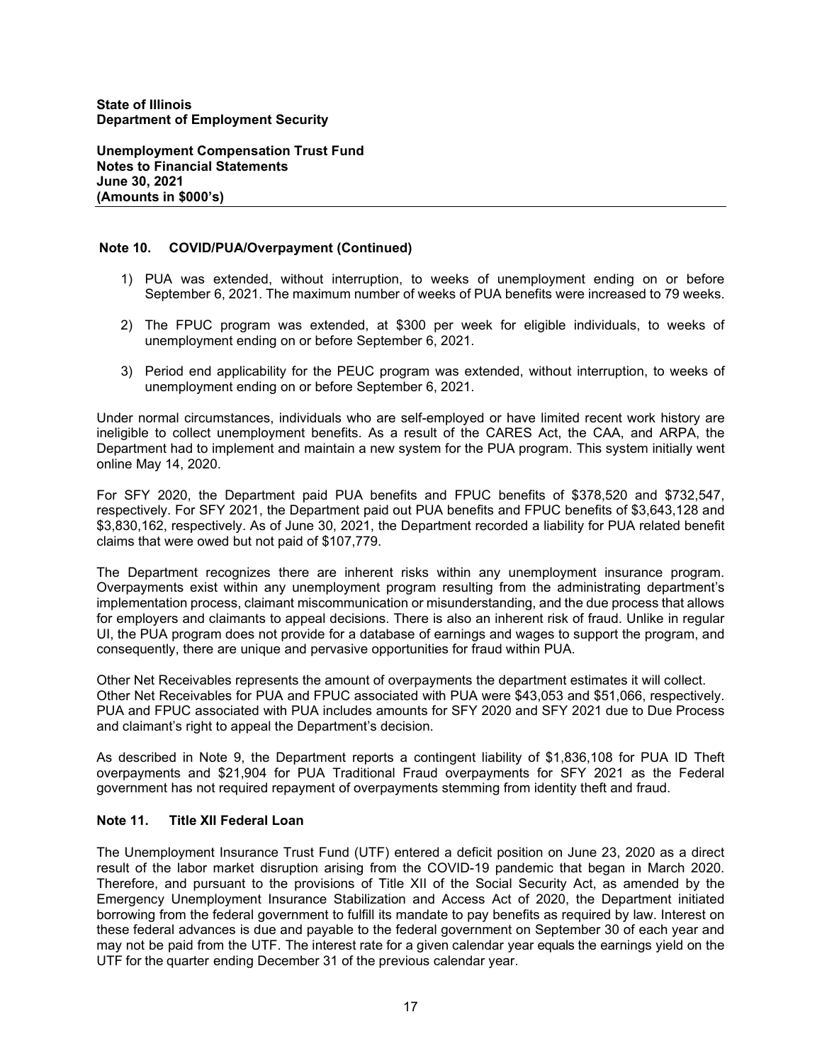### Note 10. COVID/PUA/Overpayment (Continued)

1) PUA was extended, without interruption, to weeks of unemployment ending on or before September 6, 2021. The maximum number of weeks of PUA benefits were increased to 79 weeks.

2) The FPUC program was extended, at $300 per week for eligible individuals, to weeks of unemployment ending on or before September 6, 2021.

3) Period end applicability for the PEUC program was extended, without interruption, to weeks of unemployment ending on or before September 6, 2021.

Under normal circumstances, individuals who are self-employed or have limited recent work history are ineligible to collect unemployment benefits. As a result of the CARES Act, the CAA, and ARPA, the Department had to implement and maintain a new system for the PUA program. This system initially went online May 14, 2020.

For SFY 2020, the Department paid PUA benefits and FPUC benefits of $378,520 and $732,547, respectively. For SFY 2021, the Department paid out PUA benefits and FPUC benefits of $3,643,128 and $3,830,162, respectively. As of June 30, 2021, the Department recorded a liability for PUA related benefit claims that were owed but not paid of $107,779.

The Department recognizes there are inherent risks within any unemployment insurance program. Overpayments exist within any unemployment program resulting from the administrating department's implementation process, claimant miscommunication or misunderstanding, and the due process that allows for employers and claimants to appeal decisions. There is also an inherent risk of fraud. Unlike in regular UI, the PUA program does not provide for a database of earnings and wages to support the program, and consequently, there are unique and pervasive opportunities for fraud within PUA.

Other Net Receivables represents the amount of overpayments the department estimates it will collect. Other Net Receivables for PUA and FPUC associated with PUA were $43,053 and $51,066, respectively. PUA and FPUC associated with PUA includes amounts for SFY 2020 and SFY 2021 due to Due Process and claimant's right to appeal the Department's decision.

As described in Note 9, the Department reports a contingent liability of $1,836,108 for PUA ID Theft overpayments and $21,904 for PUA Traditional Fraud overpayments for SFY 2021 as the Federal government has not required repayment of overpayments stemming from identity theft and fraud.

### Note 11. Title XII Federal Loan

The Unemployment Insurance Trust Fund (UTF) entered a deficit position on June 23, 2020 as a direct result of the labor market disruption arising from the COVID-19 pandemic that began in March 2020. Therefore, and pursuant to the provisions of Title XII of the Social Security Act, as amended by the Emergency Unemployment Insurance Stabilization and Access Act of 2020, the Department initiated borrowing from the federal government to fulfill its mandate to pay benefits as required by law. Interest on these federal advances is due and payable to the federal government on September 30 of each year and may not be paid from the UTF. The interest rate for a given calendar year equals the earnings yield on the UTF for the quarter ending December 31 of the previous calendar year.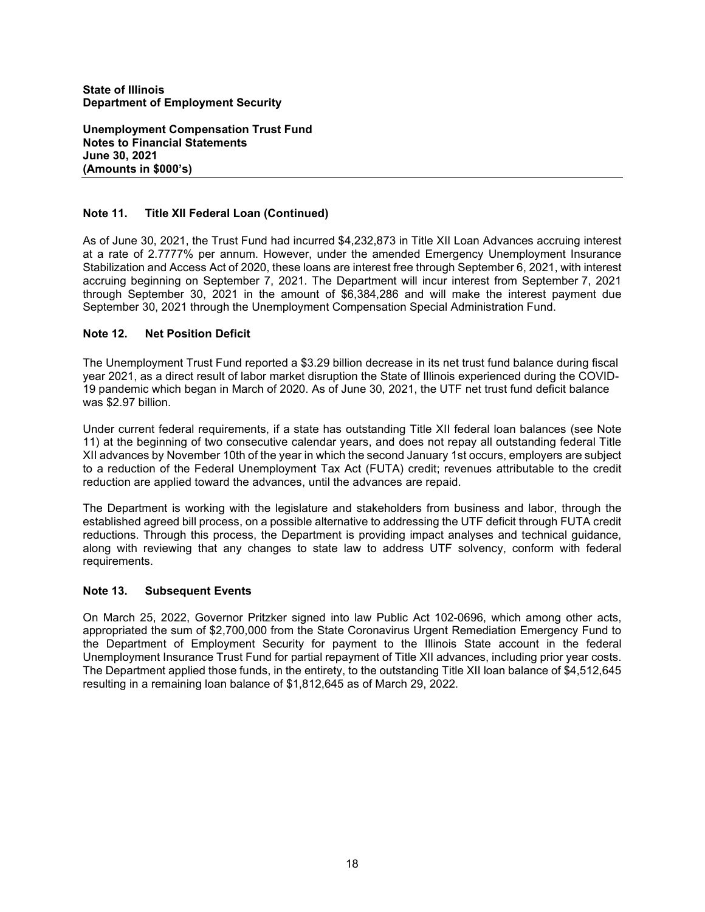**State of Illinois**
**Department of Employment Security**

**Unemployment Compensation Trust Fund**
**Notes to Financial Statements**
**June 30, 2021**
**(Amounts in $000's)**

## Note 11. Title XII Federal Loan (Continued)

As of June 30, 2021, the Trust Fund had incurred $4,232,873 in Title XII Loan Advances accruing interest at a rate of 2.7777% per annum. However, under the amended Emergency Unemployment Insurance Stabilization and Access Act of 2020, these loans are interest free through September 6, 2021, with interest accruing beginning on September 7, 2021. The Department will incur interest from September 7, 2021 through September 30, 2021 in the amount of $6,384,286 and will make the interest payment due September 30, 2021 through the Unemployment Compensation Special Administration Fund.

## Note 12. Net Position Deficit

The Unemployment Trust Fund reported a $3.29 billion decrease in its net trust fund balance during fiscal year 2021, as a direct result of labor market disruption the State of Illinois experienced during the COVID-19 pandemic which began in March of 2020. As of June 30, 2021, the UTF net trust fund deficit balance was $2.97 billion.

Under current federal requirements, if a state has outstanding Title XII federal loan balances (see Note 11) at the beginning of two consecutive calendar years, and does not repay all outstanding federal Title XII advances by November 10th of the year in which the second January 1st occurs, employers are subject to a reduction of the Federal Unemployment Tax Act (FUTA) credit; revenues attributable to the credit reduction are applied toward the advances, until the advances are repaid.

The Department is working with the legislature and stakeholders from business and labor, through the established agreed bill process, on a possible alternative to addressing the UTF deficit through FUTA credit reductions. Through this process, the Department is providing impact analyses and technical guidance, along with reviewing that any changes to state law to address UTF solvency, conform with federal requirements.

## Note 13. Subsequent Events

On March 25, 2022, Governor Pritzker signed into law Public Act 102-0696, which among other acts, appropriated the sum of $2,700,000 from the State Coronavirus Urgent Remediation Emergency Fund to the Department of Employment Security for payment to the Illinois State account in the federal Unemployment Insurance Trust Fund for partial repayment of Title XII advances, including prior year costs. The Department applied those funds, in the entirety, to the outstanding Title XII loan balance of $4,512,645 resulting in a remaining loan balance of $1,812,645 as of March 29, 2022.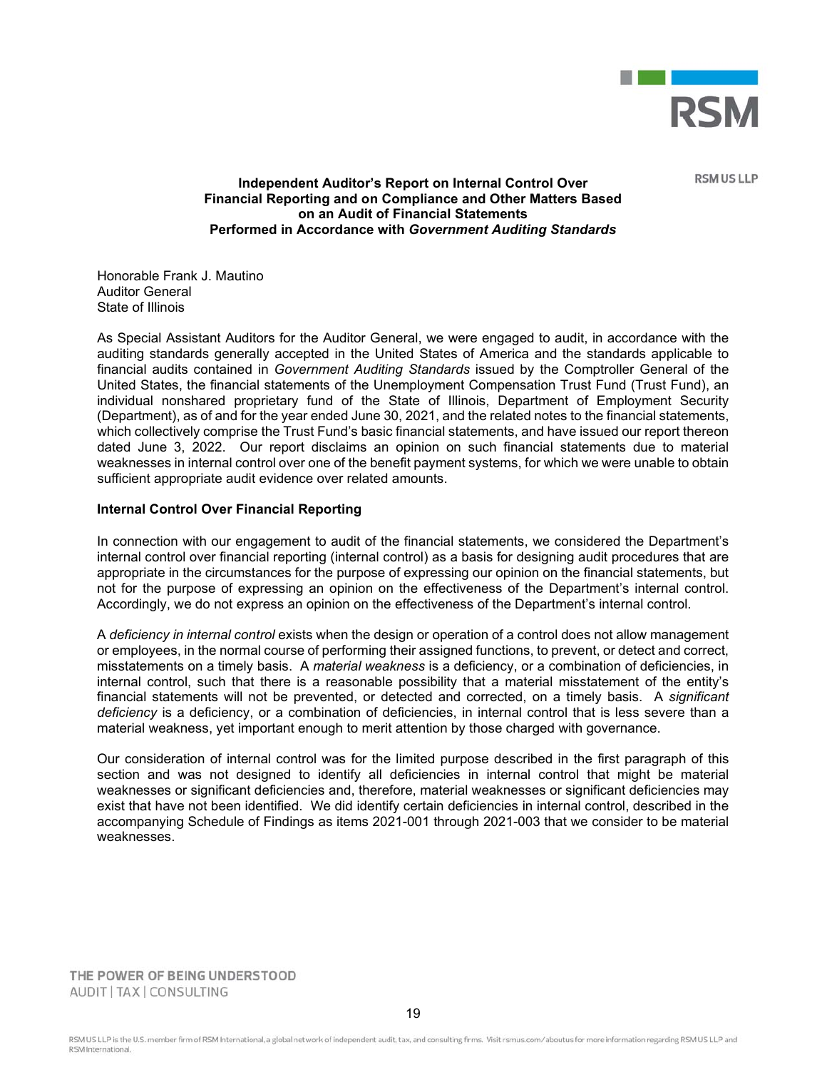RSM US LLP

**Independent Auditor's Report on Internal Control Over Financial Reporting and on Compliance and Other Matters Based on an Audit of Financial Statements Performed in Accordance with *Government Auditing Standards***

Honorable Frank J. Mautino
Auditor General
State of Illinois

As Special Assistant Auditors for the Auditor General, we were engaged to audit, in accordance with the auditing standards generally accepted in the United States of America and the standards applicable to financial audits contained in *Government Auditing Standards* issued by the Comptroller General of the United States, the financial statements of the Unemployment Compensation Trust Fund (Trust Fund), an individual nonshared proprietary fund of the State of Illinois, Department of Employment Security (Department), as of and for the year ended June 30, 2021, and the related notes to the financial statements, which collectively comprise the Trust Fund's basic financial statements, and have issued our report thereon dated June 3, 2022. Our report disclaims an opinion on such financial statements due to material weaknesses in internal control over one of the benefit payment systems, for which we were unable to obtain sufficient appropriate audit evidence over related amounts.

**Internal Control Over Financial Reporting**

In connection with our engagement to audit of the financial statements, we considered the Department's internal control over financial reporting (internal control) as a basis for designing audit procedures that are appropriate in the circumstances for the purpose of expressing our opinion on the financial statements, but not for the purpose of expressing an opinion on the effectiveness of the Department's internal control. Accordingly, we do not express an opinion on the effectiveness of the Department's internal control.

A *deficiency in internal control* exists when the design or operation of a control does not allow management or employees, in the normal course of performing their assigned functions, to prevent, or detect and correct, misstatements on a timely basis. A *material weakness* is a deficiency, or a combination of deficiencies, in internal control, such that there is a reasonable possibility that a material misstatement of the entity's financial statements will not be prevented, or detected and corrected, on a timely basis. A *significant deficiency* is a deficiency, or a combination of deficiencies, in internal control that is less severe than a material weakness, yet important enough to merit attention by those charged with governance.

Our consideration of internal control was for the limited purpose described in the first paragraph of this section and was not designed to identify all deficiencies in internal control that might be material weaknesses or significant deficiencies and, therefore, material weaknesses or significant deficiencies may exist that have not been identified. We did identify certain deficiencies in internal control, described in the accompanying Schedule of Findings as items 2021-001 through 2021-003 that we consider to be material weaknesses.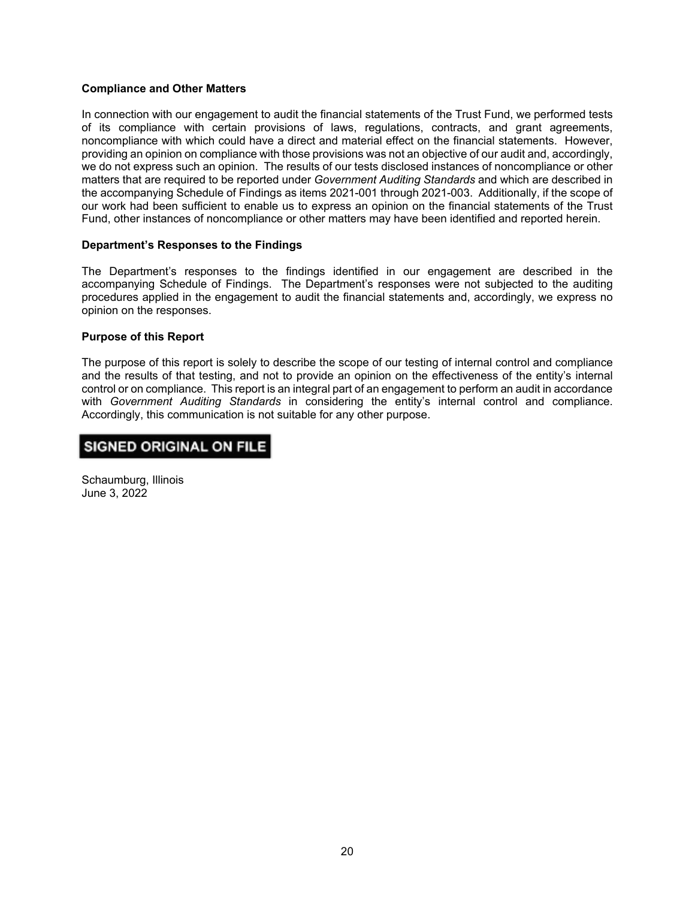**Compliance and Other Matters**

In connection with our engagement to audit the financial statements of the Trust Fund, we performed tests of its compliance with certain provisions of laws, regulations, contracts, and grant agreements, noncompliance with which could have a direct and material effect on the financial statements. However, providing an opinion on compliance with those provisions was not an objective of our audit and, accordingly, we do not express such an opinion. The results of our tests disclosed instances of noncompliance or other matters that are required to be reported under *Government Auditing Standards* and which are described in the accompanying Schedule of Findings as items 2021-001 through 2021-003. Additionally, if the scope of our work had been sufficient to enable us to express an opinion on the financial statements of the Trust Fund, other instances of noncompliance or other matters may have been identified and reported herein.

**Department's Responses to the Findings**

The Department's responses to the findings identified in our engagement are described in the accompanying Schedule of Findings. The Department's responses were not subjected to the auditing procedures applied in the engagement to audit the financial statements and, accordingly, we express no opinion on the responses.

**Purpose of this Report**

The purpose of this report is solely to describe the scope of our testing of internal control and compliance and the results of that testing, and not to provide an opinion on the effectiveness of the entity's internal control or on compliance. This report is an integral part of an engagement to perform an audit in accordance with *Government Auditing Standards* in considering the entity's internal control and compliance. Accordingly, this communication is not suitable for any other purpose.

SIGNED ORIGINAL ON FILE

Schaumburg, Illinois
June 3, 2022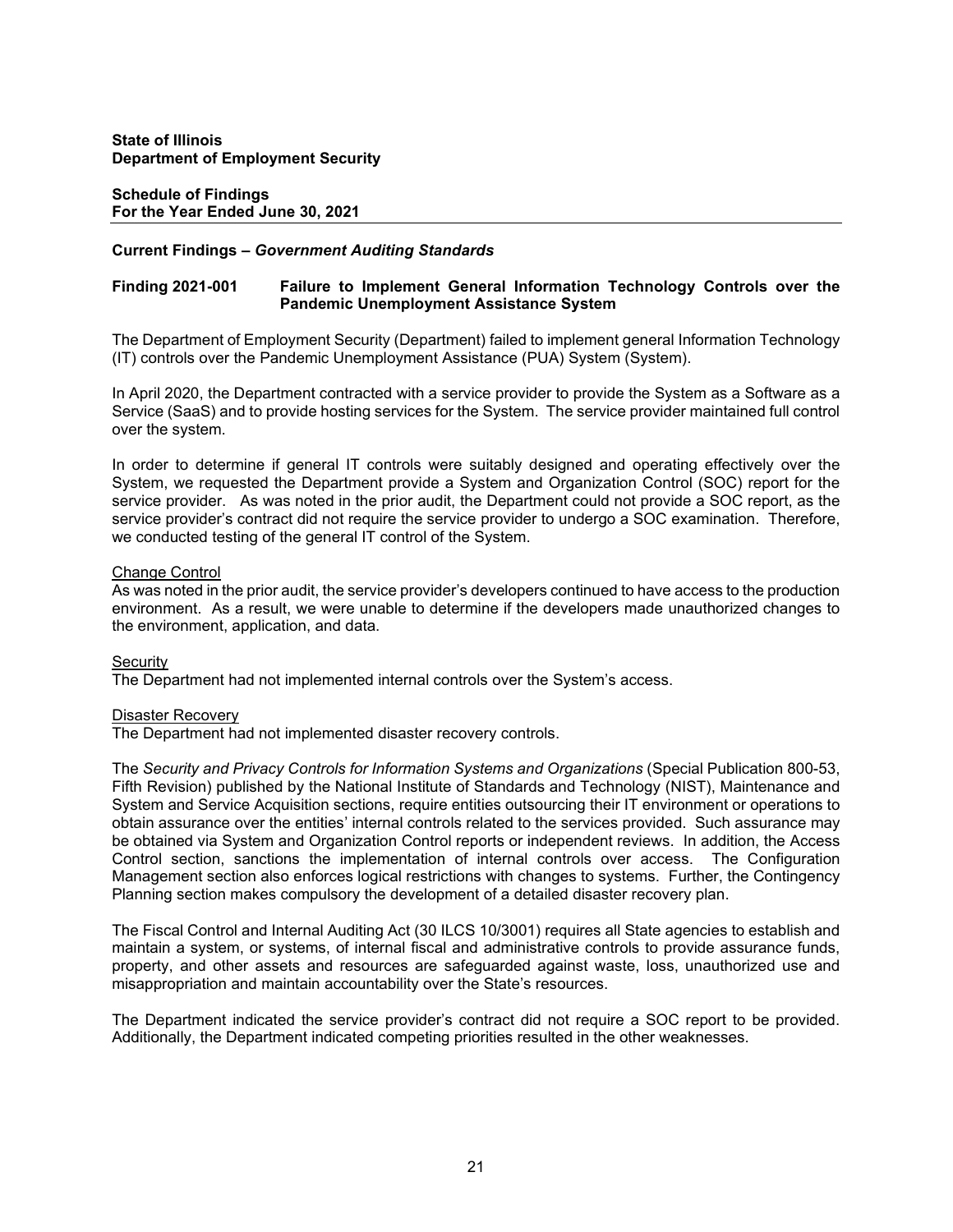**State of Illinois**
**Department of Employment Security**

**Schedule of Findings**
**For the Year Ended June 30, 2021**

**Current Findings –** ***Government Auditing Standards***

**Finding 2021-001 Failure to Implement General Information Technology Controls over the Pandemic Unemployment Assistance System**

The Department of Employment Security (Department) failed to implement general Information Technology (IT) controls over the Pandemic Unemployment Assistance (PUA) System (System).

In April 2020, the Department contracted with a service provider to provide the System as a Software as a Service (SaaS) and to provide hosting services for the System. The service provider maintained full control over the system.

In order to determine if general IT controls were suitably designed and operating effectively over the System, we requested the Department provide a System and Organization Control (SOC) report for the service provider. As was noted in the prior audit, the Department could not provide a SOC report, as the service provider's contract did not require the service provider to undergo a SOC examination. Therefore, we conducted testing of the general IT control of the System.

Change Control
As was noted in the prior audit, the service provider's developers continued to have access to the production environment. As a result, we were unable to determine if the developers made unauthorized changes to the environment, application, and data.

Security
The Department had not implemented internal controls over the System's access.

Disaster Recovery
The Department had not implemented disaster recovery controls.

The *Security and Privacy Controls for Information Systems and Organizations* (Special Publication 800-53, Fifth Revision) published by the National Institute of Standards and Technology (NIST), Maintenance and System and Service Acquisition sections, require entities outsourcing their IT environment or operations to obtain assurance over the entities' internal controls related to the services provided. Such assurance may be obtained via System and Organization Control reports or independent reviews. In addition, the Access Control section, sanctions the implementation of internal controls over access. The Configuration Management section also enforces logical restrictions with changes to systems. Further, the Contingency Planning section makes compulsory the development of a detailed disaster recovery plan.

The Fiscal Control and Internal Auditing Act (30 ILCS 10/3001) requires all State agencies to establish and maintain a system, or systems, of internal fiscal and administrative controls to provide assurance funds, property, and other assets and resources are safeguarded against waste, loss, unauthorized use and misappropriation and maintain accountability over the State's resources.

The Department indicated the service provider's contract did not require a SOC report to be provided. Additionally, the Department indicated competing priorities resulted in the other weaknesses.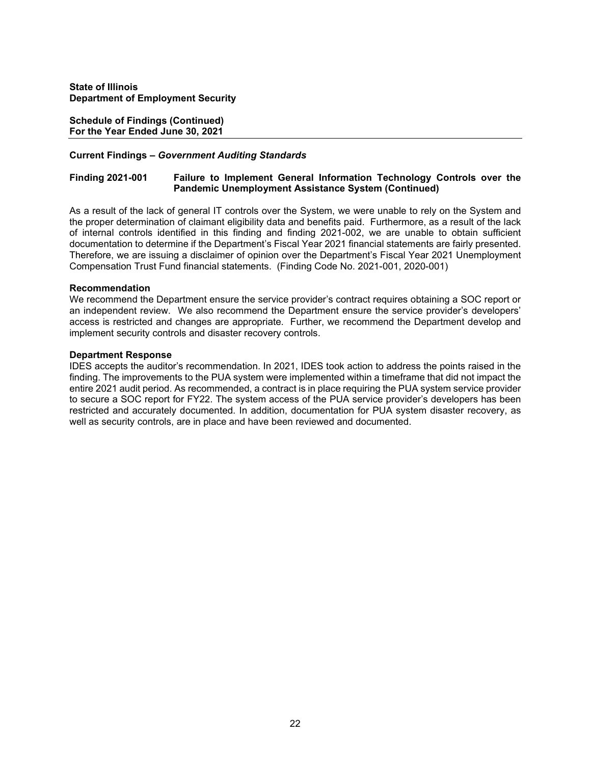**State of Illinois**
**Department of Employment Security**

**Schedule of Findings (Continued)**
**For the Year Ended June 30, 2021**

**Current Findings – *Government Auditing Standards***

**Finding 2021-001 Failure to Implement General Information Technology Controls over the Pandemic Unemployment Assistance System (Continued)**

As a result of the lack of general IT controls over the System, we were unable to rely on the System and the proper determination of claimant eligibility data and benefits paid. Furthermore, as a result of the lack of internal controls identified in this finding and finding 2021-002, we are unable to obtain sufficient documentation to determine if the Department's Fiscal Year 2021 financial statements are fairly presented. Therefore, we are issuing a disclaimer of opinion over the Department's Fiscal Year 2021 Unemployment Compensation Trust Fund financial statements. (Finding Code No. 2021-001, 2020-001)

**Recommendation**

We recommend the Department ensure the service provider's contract requires obtaining a SOC report or an independent review. We also recommend the Department ensure the service provider's developers' access is restricted and changes are appropriate. Further, we recommend the Department develop and implement security controls and disaster recovery controls.

**Department Response**

IDES accepts the auditor's recommendation. In 2021, IDES took action to address the points raised in the finding. The improvements to the PUA system were implemented within a timeframe that did not impact the entire 2021 audit period. As recommended, a contract is in place requiring the PUA system service provider to secure a SOC report for FY22. The system access of the PUA service provider's developers has been restricted and accurately documented. In addition, documentation for PUA system disaster recovery, as well as security controls, are in place and have been reviewed and documented.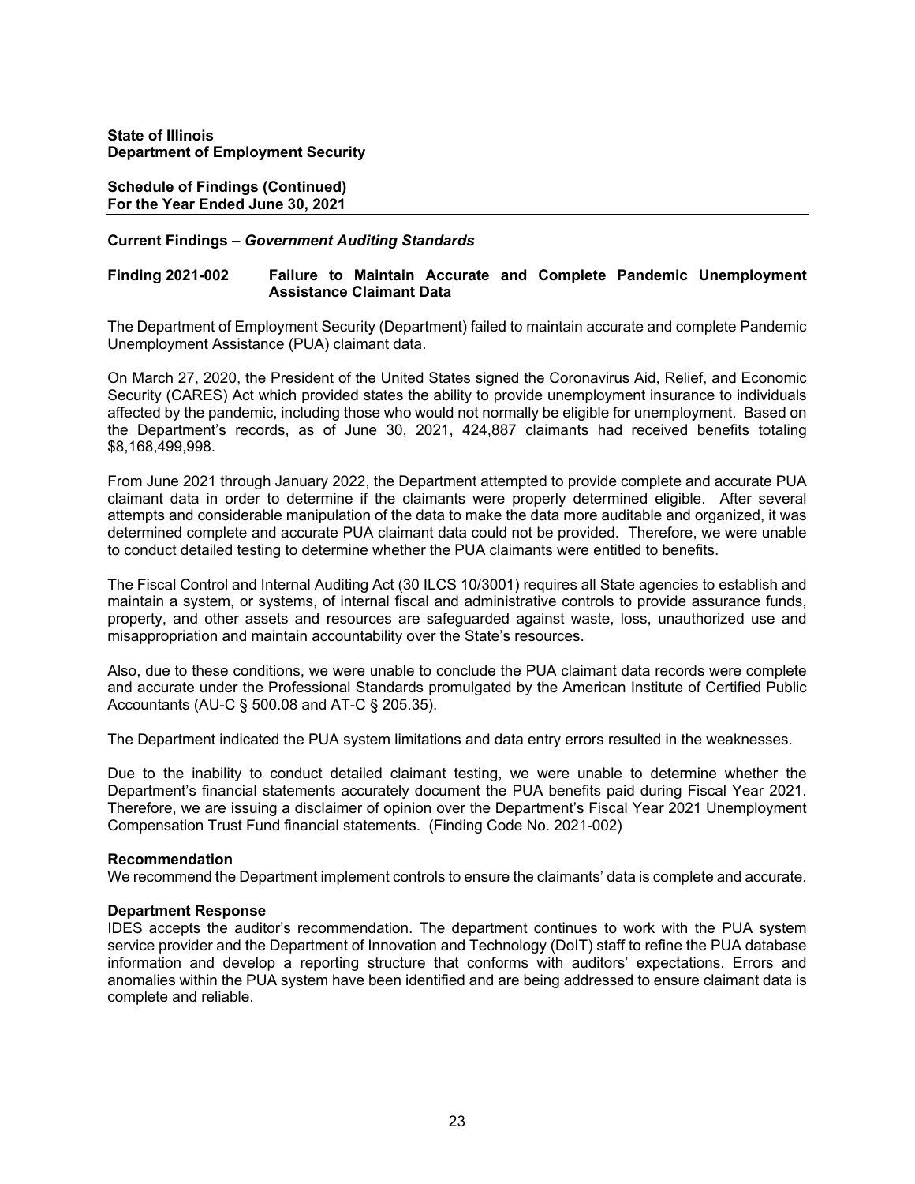**State of Illinois**
**Department of Employment Security**

**Schedule of Findings (Continued)**
**For the Year Ended June 30, 2021**

### Current Findings – *Government Auditing Standards*

### Finding 2021-002 Failure to Maintain Accurate and Complete Pandemic Unemployment Assistance Claimant Data

The Department of Employment Security (Department) failed to maintain accurate and complete Pandemic Unemployment Assistance (PUA) claimant data.

On March 27, 2020, the President of the United States signed the Coronavirus Aid, Relief, and Economic Security (CARES) Act which provided states the ability to provide unemployment insurance to individuals affected by the pandemic, including those who would not normally be eligible for unemployment. Based on the Department's records, as of June 30, 2021, 424,887 claimants had received benefits totaling $8,168,499,998.

From June 2021 through January 2022, the Department attempted to provide complete and accurate PUA claimant data in order to determine if the claimants were properly determined eligible. After several attempts and considerable manipulation of the data to make the data more auditable and organized, it was determined complete and accurate PUA claimant data could not be provided. Therefore, we were unable to conduct detailed testing to determine whether the PUA claimants were entitled to benefits.

The Fiscal Control and Internal Auditing Act (30 ILCS 10/3001) requires all State agencies to establish and maintain a system, or systems, of internal fiscal and administrative controls to provide assurance funds, property, and other assets and resources are safeguarded against waste, loss, unauthorized use and misappropriation and maintain accountability over the State's resources.

Also, due to these conditions, we were unable to conclude the PUA claimant data records were complete and accurate under the Professional Standards promulgated by the American Institute of Certified Public Accountants (AU-C § 500.08 and AT-C § 205.35).

The Department indicated the PUA system limitations and data entry errors resulted in the weaknesses.

Due to the inability to conduct detailed claimant testing, we were unable to determine whether the Department's financial statements accurately document the PUA benefits paid during Fiscal Year 2021. Therefore, we are issuing a disclaimer of opinion over the Department's Fiscal Year 2021 Unemployment Compensation Trust Fund financial statements. (Finding Code No. 2021-002)

**Recommendation**

We recommend the Department implement controls to ensure the claimants' data is complete and accurate.

**Department Response**

IDES accepts the auditor's recommendation. The department continues to work with the PUA system service provider and the Department of Innovation and Technology (DoIT) staff to refine the PUA database information and develop a reporting structure that conforms with auditors' expectations. Errors and anomalies within the PUA system have been identified and are being addressed to ensure claimant data is complete and reliable.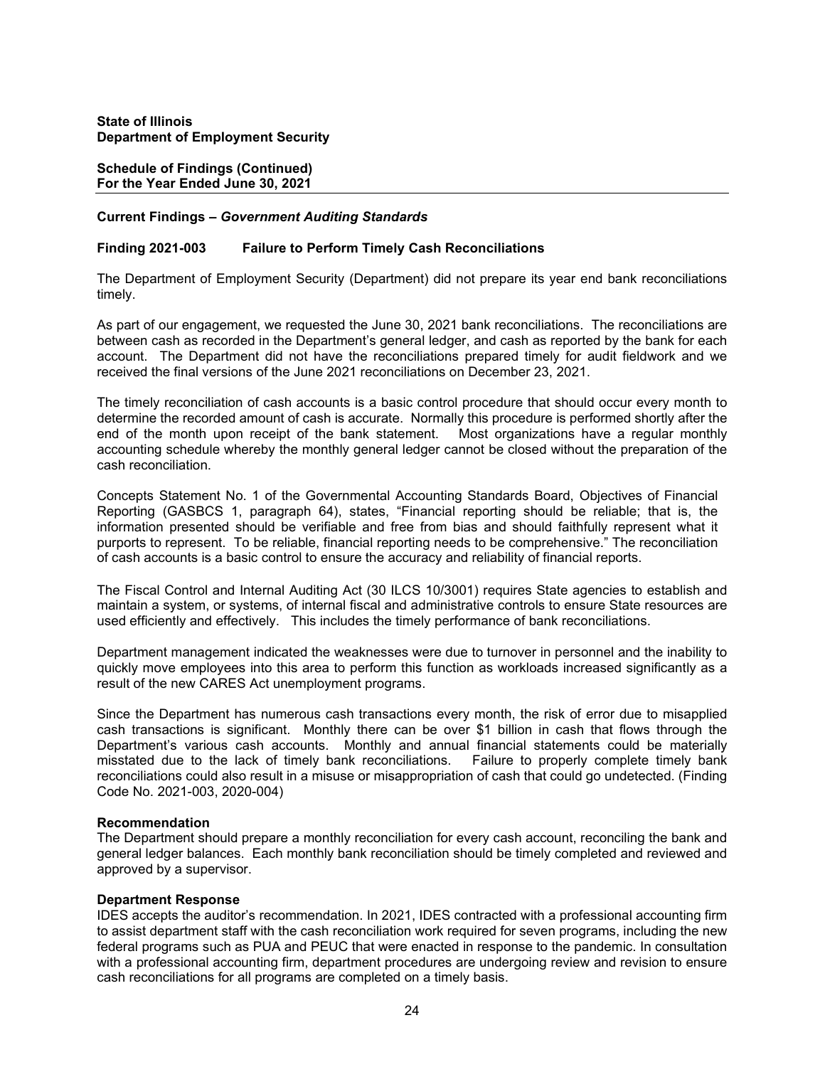**State of Illinois**
**Department of Employment Security**

**Schedule of Findings (Continued)**
**For the Year Ended June 30, 2021**

**Current Findings –** ***Government Auditing Standards***

**Finding 2021-003 Failure to Perform Timely Cash Reconciliations**

The Department of Employment Security (Department) did not prepare its year end bank reconciliations timely.

As part of our engagement, we requested the June 30, 2021 bank reconciliations. The reconciliations are between cash as recorded in the Department's general ledger, and cash as reported by the bank for each account. The Department did not have the reconciliations prepared timely for audit fieldwork and we received the final versions of the June 2021 reconciliations on December 23, 2021.

The timely reconciliation of cash accounts is a basic control procedure that should occur every month to determine the recorded amount of cash is accurate. Normally this procedure is performed shortly after the end of the month upon receipt of the bank statement. Most organizations have a regular monthly accounting schedule whereby the monthly general ledger cannot be closed without the preparation of the cash reconciliation.

Concepts Statement No. 1 of the Governmental Accounting Standards Board, Objectives of Financial Reporting (GASBCS 1, paragraph 64), states, "Financial reporting should be reliable; that is, the information presented should be verifiable and free from bias and should faithfully represent what it purports to represent. To be reliable, financial reporting needs to be comprehensive." The reconciliation of cash accounts is a basic control to ensure the accuracy and reliability of financial reports.

The Fiscal Control and Internal Auditing Act (30 ILCS 10/3001) requires State agencies to establish and maintain a system, or systems, of internal fiscal and administrative controls to ensure State resources are used efficiently and effectively. This includes the timely performance of bank reconciliations.

Department management indicated the weaknesses were due to turnover in personnel and the inability to quickly move employees into this area to perform this function as workloads increased significantly as a result of the new CARES Act unemployment programs.

Since the Department has numerous cash transactions every month, the risk of error due to misapplied cash transactions is significant. Monthly there can be over $1 billion in cash that flows through the Department's various cash accounts. Monthly and annual financial statements could be materially misstated due to the lack of timely bank reconciliations. Failure to properly complete timely bank reconciliations could also result in a misuse or misappropriation of cash that could go undetected. (Finding Code No. 2021-003, 2020-004)

**Recommendation**
The Department should prepare a monthly reconciliation for every cash account, reconciling the bank and general ledger balances. Each monthly bank reconciliation should be timely completed and reviewed and approved by a supervisor.

**Department Response**
IDES accepts the auditor's recommendation. In 2021, IDES contracted with a professional accounting firm to assist department staff with the cash reconciliation work required for seven programs, including the new federal programs such as PUA and PEUC that were enacted in response to the pandemic. In consultation with a professional accounting firm, department procedures are undergoing review and revision to ensure cash reconciliations for all programs are completed on a timely basis.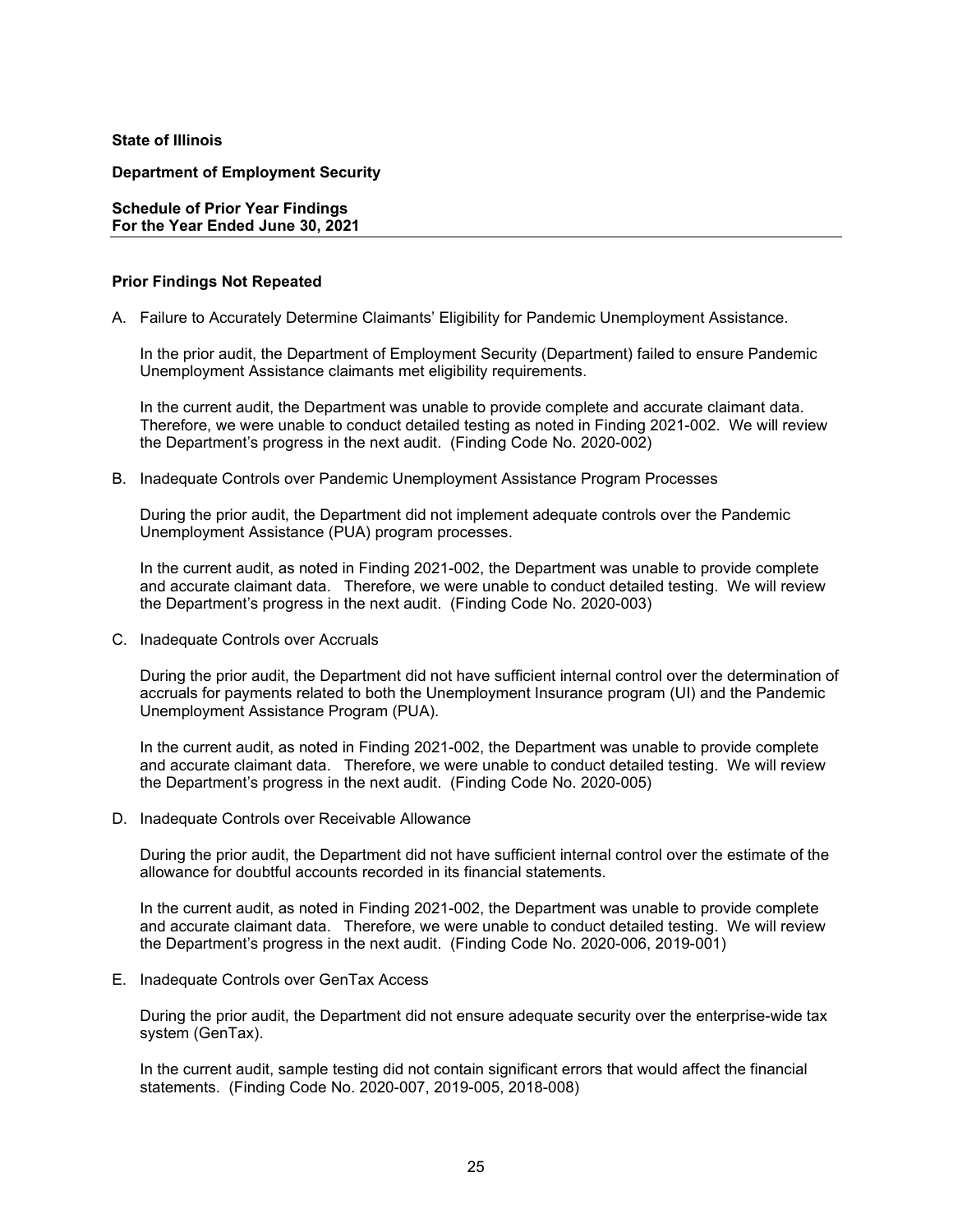**State of Illinois**

**Department of Employment Security**

**Schedule of Prior Year Findings**
**For the Year Ended June 30, 2021**

---

**Prior Findings Not Repeated**

A. Failure to Accurately Determine Claimants' Eligibility for Pandemic Unemployment Assistance.

   In the prior audit, the Department of Employment Security (Department) failed to ensure Pandemic Unemployment Assistance claimants met eligibility requirements.

   In the current audit, the Department was unable to provide complete and accurate claimant data. Therefore, we were unable to conduct detailed testing as noted in Finding 2021-002. We will review the Department's progress in the next audit. (Finding Code No. 2020-002)

B. Inadequate Controls over Pandemic Unemployment Assistance Program Processes

   During the prior audit, the Department did not implement adequate controls over the Pandemic Unemployment Assistance (PUA) program processes.

   In the current audit, as noted in Finding 2021-002, the Department was unable to provide complete and accurate claimant data. Therefore, we were unable to conduct detailed testing. We will review the Department's progress in the next audit. (Finding Code No. 2020-003)

C. Inadequate Controls over Accruals

   During the prior audit, the Department did not have sufficient internal control over the determination of accruals for payments related to both the Unemployment Insurance program (UI) and the Pandemic Unemployment Assistance Program (PUA).

   In the current audit, as noted in Finding 2021-002, the Department was unable to provide complete and accurate claimant data. Therefore, we were unable to conduct detailed testing. We will review the Department's progress in the next audit. (Finding Code No. 2020-005)

D. Inadequate Controls over Receivable Allowance

   During the prior audit, the Department did not have sufficient internal control over the estimate of the allowance for doubtful accounts recorded in its financial statements.

   In the current audit, as noted in Finding 2021-002, the Department was unable to provide complete and accurate claimant data. Therefore, we were unable to conduct detailed testing. We will review the Department's progress in the next audit. (Finding Code No. 2020-006, 2019-001)

E. Inadequate Controls over GenTax Access

   During the prior audit, the Department did not ensure adequate security over the enterprise-wide tax system (GenTax).

   In the current audit, sample testing did not contain significant errors that would affect the financial statements. (Finding Code No. 2020-007, 2019-005, 2018-008)